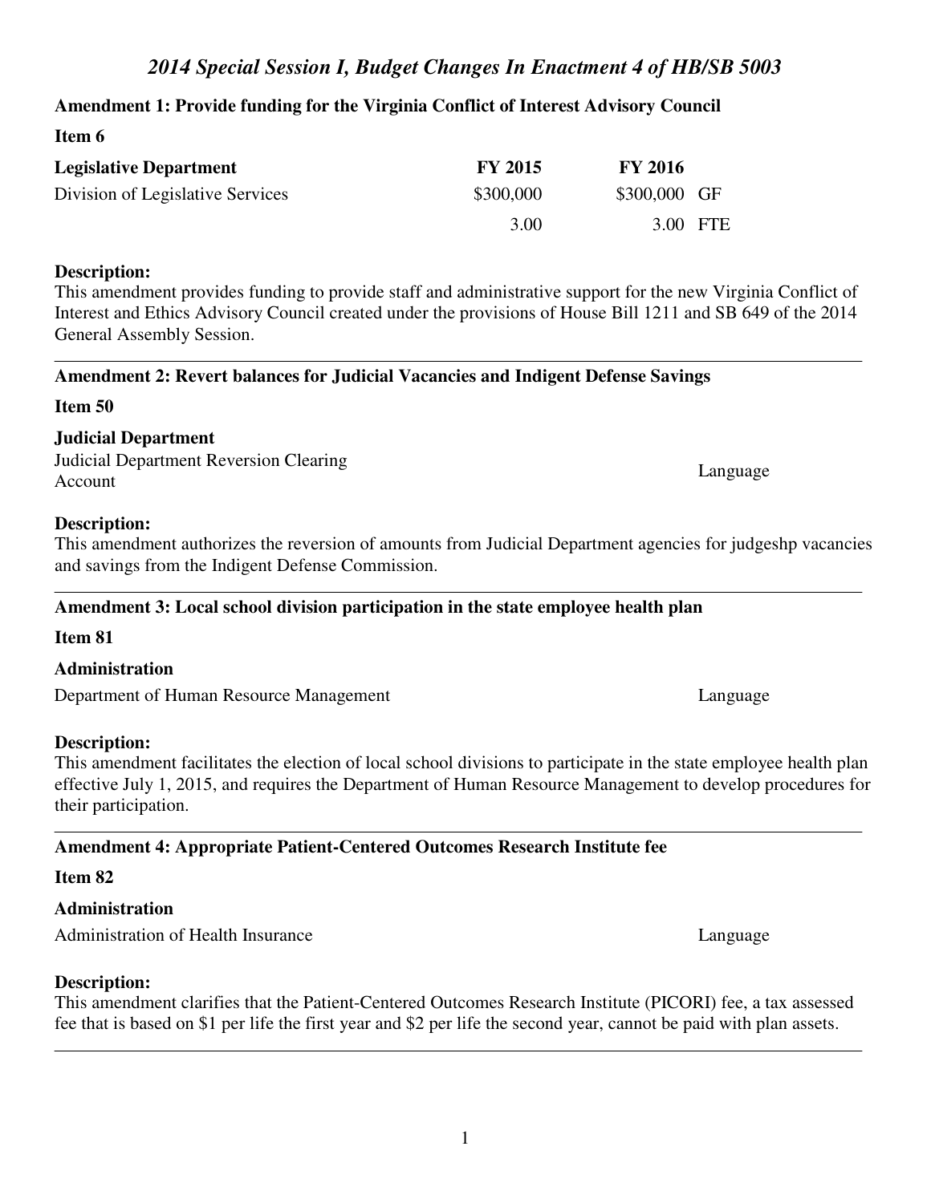# *2014 Special Session I, Budget Changes In Enactment 4 of HB/SB 5003*

**Amendment 1: Provide funding for the Virginia Conflict of Interest Advisory Council**

**Item 6**

| **Legislative Department** | **FY 2015** | **FY 2016** | |
|---|---|---|---|
| Division of Legislative Services | $300,000 | $300,000 | GF |
| | 3.00 | 3.00 | FTE |

**Description:**
This amendment provides funding to provide staff and administrative support for the new Virginia Conflict of Interest and Ethics Advisory Council created under the provisions of House Bill 1211 and SB 649 of the 2014 General Assembly Session.

---

**Amendment 2: Revert balances for Judicial Vacancies and Indigent Defense Savings**

**Item 50**

**Judicial Department**

Judicial Department Reversion Clearing Account — Language

**Description:**
This amendment authorizes the reversion of amounts from Judicial Department agencies for judgeshp vacancies and savings from the Indigent Defense Commission.

---

**Amendment 3: Local school division participation in the state employee health plan**

**Item 81**

**Administration**

Department of Human Resource Management — Language

**Description:**
This amendment facilitates the election of local school divisions to participate in the state employee health plan effective July 1, 2015, and requires the Department of Human Resource Management to develop procedures for their participation.

---

**Amendment 4: Appropriate Patient-Centered Outcomes Research Institute fee**

**Item 82**

**Administration**

Administration of Health Insurance — Language

**Description:**
This amendment clarifies that the Patient-Centered Outcomes Research Institute (PICORI) fee, a tax assessed fee that is based on $1 per life the first year and $2 per life the second year, cannot be paid with plan assets.

---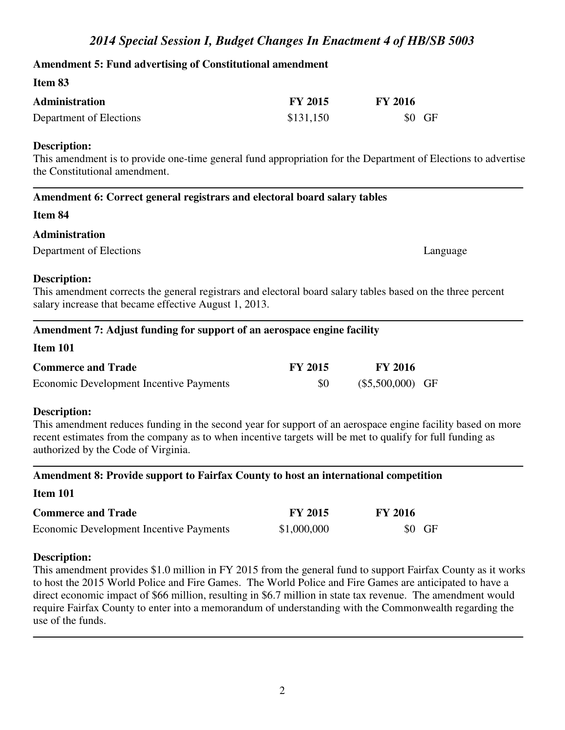**Amendment 5: Fund advertising of Constitutional amendment**

**Item 83**

| **Administration** | **FY 2015** | **FY 2016** | |
|---|---|---|---|
| Department of Elections | $131,150 | $0 | GF |

**Description:**
This amendment is to provide one-time general fund appropriation for the Department of Elections to advertise the Constitutional amendment.

---

**Amendment 6: Correct general registrars and electoral board salary tables**

**Item 84**

**Administration**

Department of Elections — Language

**Description:**
This amendment corrects the general registrars and electoral board salary tables based on the three percent salary increase that became effective August 1, 2013.

---

**Amendment 7: Adjust funding for support of an aerospace engine facility**

**Item 101**

| **Commerce and Trade** | **FY 2015** | **FY 2016** | |
|---|---|---|---|
| Economic Development Incentive Payments | $0 | ($5,500,000) | GF |

**Description:**
This amendment reduces funding in the second year for support of an aerospace engine facility based on more recent estimates from the company as to when incentive targets will be met to qualify for full funding as authorized by the Code of Virginia.

---

**Amendment 8: Provide support to Fairfax County to host an international competition**

**Item 101**

| **Commerce and Trade** | **FY 2015** | **FY 2016** | |
|---|---|---|---|
| Economic Development Incentive Payments | $1,000,000 | $0 | GF |

**Description:**
This amendment provides $1.0 million in FY 2015 from the general fund to support Fairfax County as it works to host the 2015 World Police and Fire Games. The World Police and Fire Games are anticipated to have a direct economic impact of $66 million, resulting in $6.7 million in state tax revenue. The amendment would require Fairfax County to enter into a memorandum of understanding with the Commonwealth regarding the use of the funds.

---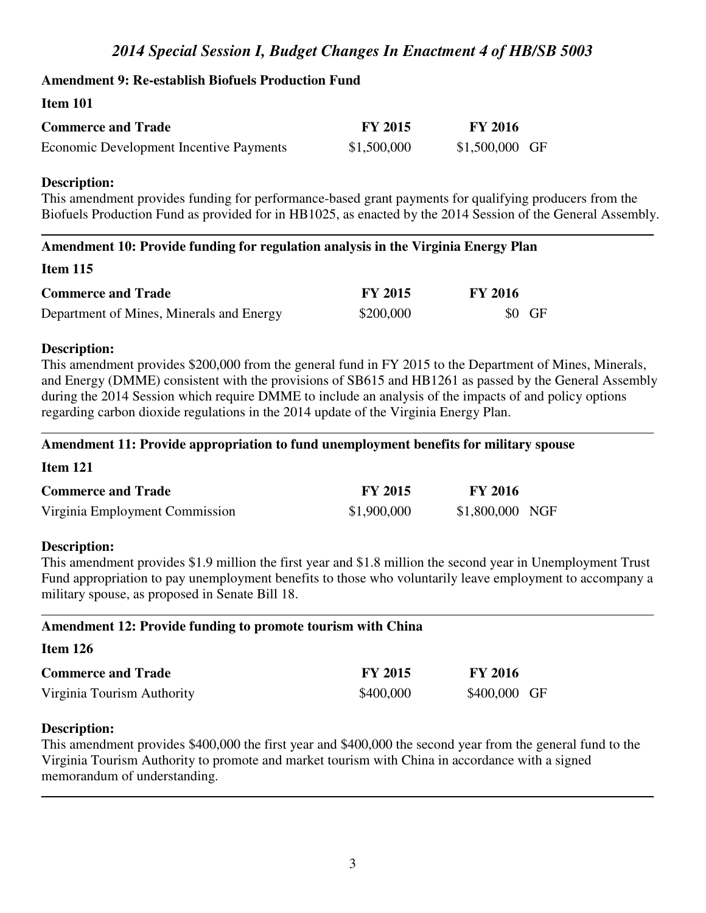# *2014 Special Session I, Budget Changes In Enactment 4 of HB/SB 5003*

**Amendment 9: Re-establish Biofuels Production Fund**

**Item 101**

| **Commerce and Trade** | **FY 2015** | **FY 2016** | |
|---|---|---|---|
| Economic Development Incentive Payments | \$1,500,000 | \$1,500,000 | GF |

**Description:**
This amendment provides funding for performance-based grant payments for qualifying producers from the Biofuels Production Fund as provided for in HB1025, as enacted by the 2014 Session of the General Assembly.

---

**Amendment 10: Provide funding for regulation analysis in the Virginia Energy Plan**

**Item 115**

| **Commerce and Trade** | **FY 2015** | **FY 2016** | |
|---|---|---|---|
| Department of Mines, Minerals and Energy | \$200,000 | \$0 | GF |

**Description:**
This amendment provides \$200,000 from the general fund in FY 2015 to the Department of Mines, Minerals, and Energy (DMME) consistent with the provisions of SB615 and HB1261 as passed by the General Assembly during the 2014 Session which require DMME to include an analysis of the impacts of and policy options regarding carbon dioxide regulations in the 2014 update of the Virginia Energy Plan.

---

**Amendment 11: Provide appropriation to fund unemployment benefits for military spouse**

**Item 121**

| **Commerce and Trade** | **FY 2015** | **FY 2016** | |
|---|---|---|---|
| Virginia Employment Commission | \$1,900,000 | \$1,800,000 | NGF |

**Description:**
This amendment provides \$1.9 million the first year and \$1.8 million the second year in Unemployment Trust Fund appropriation to pay unemployment benefits to those who voluntarily leave employment to accompany a military spouse, as proposed in Senate Bill 18.

---

**Amendment 12: Provide funding to promote tourism with China**

**Item 126**

| **Commerce and Trade** | **FY 2015** | **FY 2016** | |
|---|---|---|---|
| Virginia Tourism Authority | \$400,000 | \$400,000 | GF |

**Description:**
This amendment provides \$400,000 the first year and \$400,000 the second year from the general fund to the Virginia Tourism Authority to promote and market tourism with China in accordance with a signed memorandum of understanding.

---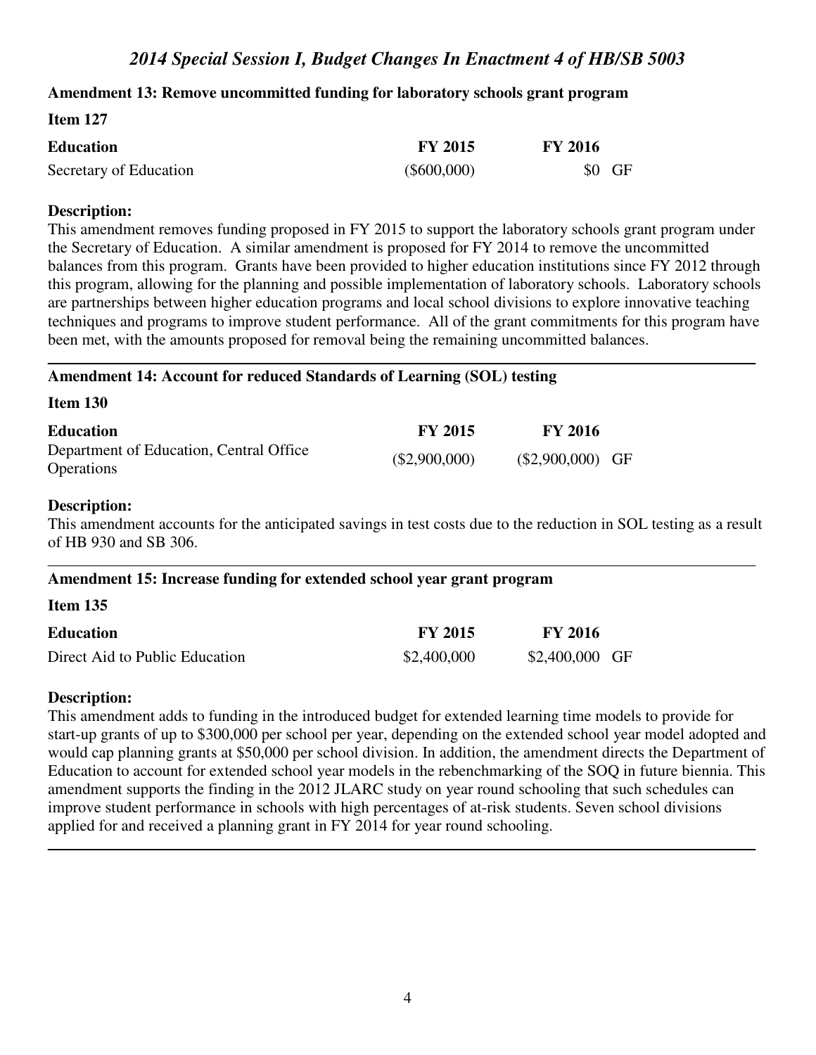## Amendment 13: Remove uncommitted funding for laboratory schools grant program

**Item 127**

| Education | FY 2015 | FY 2016 | |
|---|---|---|---|
| Secretary of Education | ($600,000) | $0 | GF |

**Description:**
This amendment removes funding proposed in FY 2015 to support the laboratory schools grant program under the Secretary of Education. A similar amendment is proposed for FY 2014 to remove the uncommitted balances from this program. Grants have been provided to higher education institutions since FY 2012 through this program, allowing for the planning and possible implementation of laboratory schools. Laboratory schools are partnerships between higher education programs and local school divisions to explore innovative teaching techniques and programs to improve student performance. All of the grant commitments for this program have been met, with the amounts proposed for removal being the remaining uncommitted balances.

---

## Amendment 14: Account for reduced Standards of Learning (SOL) testing

**Item 130**

| Education | FY 2015 | FY 2016 | |
|---|---|---|---|
| Department of Education, Central Office Operations | ($2,900,000) | ($2,900,000) | GF |

**Description:**
This amendment accounts for the anticipated savings in test costs due to the reduction in SOL testing as a result of HB 930 and SB 306.

---

## Amendment 15: Increase funding for extended school year grant program

**Item 135**

| Education | FY 2015 | FY 2016 | |
|---|---|---|---|
| Direct Aid to Public Education | $2,400,000 | $2,400,000 | GF |

**Description:**
This amendment adds to funding in the introduced budget for extended learning time models to provide for start-up grants of up to $300,000 per school per year, depending on the extended school year model adopted and would cap planning grants at $50,000 per school division. In addition, the amendment directs the Department of Education to account for extended school year models in the rebenchmarking of the SOQ in future biennia. This amendment supports the finding in the 2012 JLARC study on year round schooling that such schedules can improve student performance in schools with high percentages of at-risk students. Seven school divisions applied for and received a planning grant in FY 2014 for year round schooling.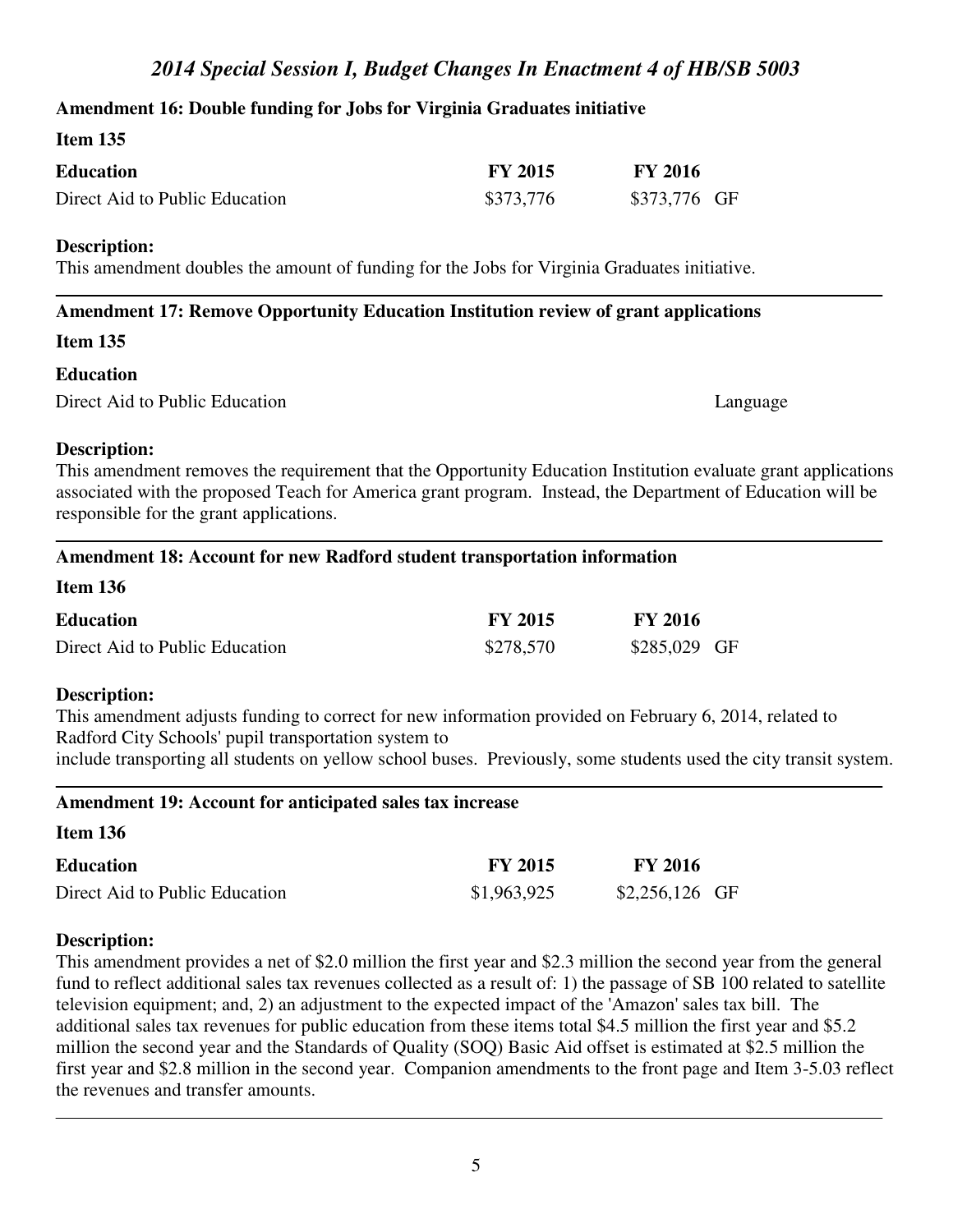**Amendment 16: Double funding for Jobs for Virginia Graduates initiative**

**Item 135**

| **Education** | **FY 2015** | **FY 2016** | |
|---|---|---|---|
| Direct Aid to Public Education | $373,776 | $373,776 | GF |

**Description:**
This amendment doubles the amount of funding for the Jobs for Virginia Graduates initiative.

---

**Amendment 17: Remove Opportunity Education Institution review of grant applications**

**Item 135**

**Education**

Direct Aid to Public Education — Language

**Description:**
This amendment removes the requirement that the Opportunity Education Institution evaluate grant applications associated with the proposed Teach for America grant program. Instead, the Department of Education will be responsible for the grant applications.

---

**Amendment 18: Account for new Radford student transportation information**

**Item 136**

| **Education** | **FY 2015** | **FY 2016** | |
|---|---|---|---|
| Direct Aid to Public Education | $278,570 | $285,029 | GF |

**Description:**
This amendment adjusts funding to correct for new information provided on February 6, 2014, related to Radford City Schools' pupil transportation system to
include transporting all students on yellow school buses. Previously, some students used the city transit system.

---

**Amendment 19: Account for anticipated sales tax increase**

**Item 136**

| **Education** | **FY 2015** | **FY 2016** | |
|---|---|---|---|
| Direct Aid to Public Education | $1,963,925 | $2,256,126 | GF |

**Description:**
This amendment provides a net of $2.0 million the first year and $2.3 million the second year from the general fund to reflect additional sales tax revenues collected as a result of: 1) the passage of SB 100 related to satellite television equipment; and, 2) an adjustment to the expected impact of the 'Amazon' sales tax bill. The additional sales tax revenues for public education from these items total $4.5 million the first year and $5.2 million the second year and the Standards of Quality (SOQ) Basic Aid offset is estimated at $2.5 million the first year and $2.8 million in the second year. Companion amendments to the front page and Item 3-5.03 reflect the revenues and transfer amounts.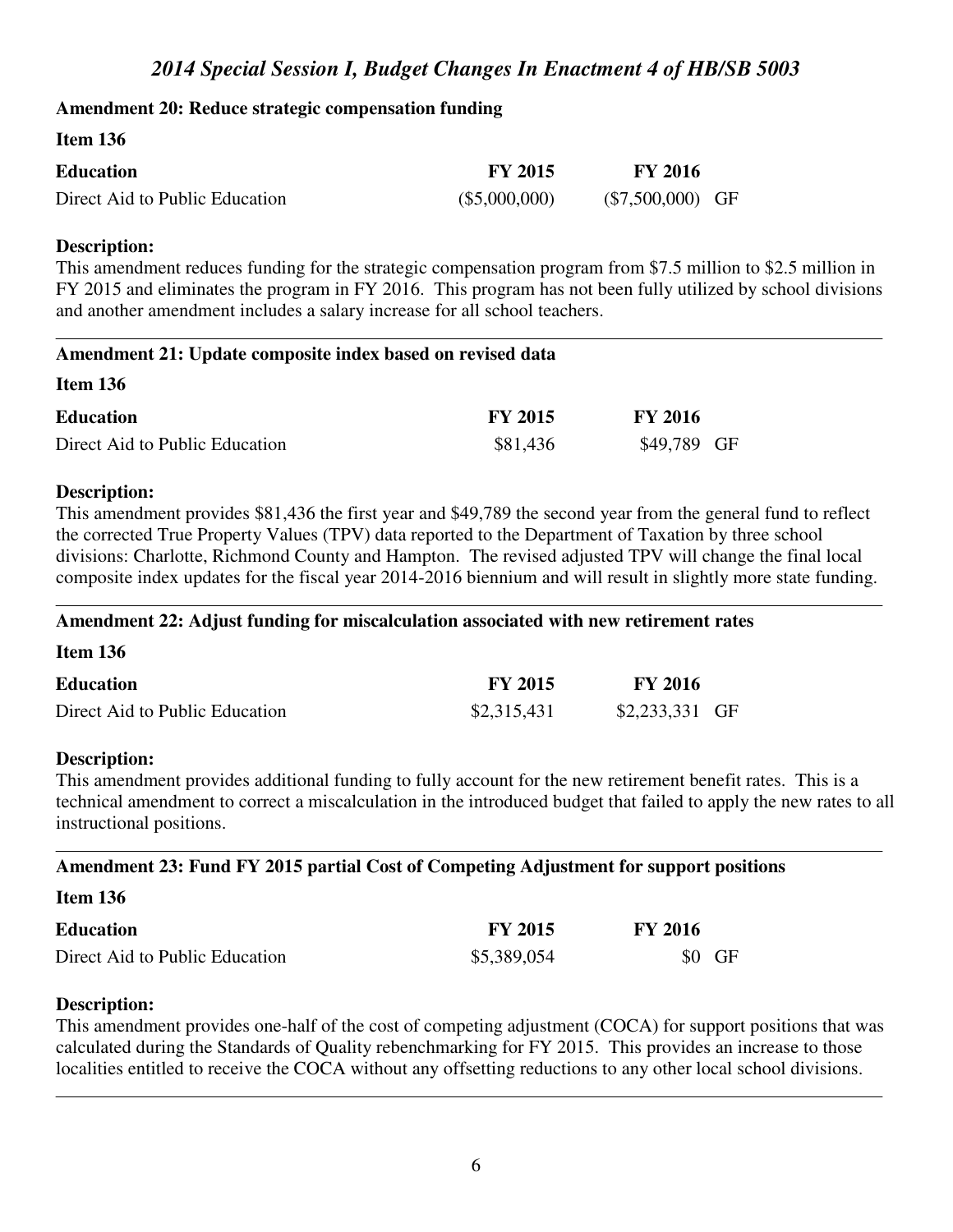## Amendment 20: Reduce strategic compensation funding

**Item 136**

| Education | FY 2015 | FY 2016 | |
|---|---|---|---|
| Direct Aid to Public Education | ($5,000,000) | ($7,500,000) | GF |

**Description:**

This amendment reduces funding for the strategic compensation program from $7.5 million to $2.5 million in FY 2015 and eliminates the program in FY 2016. This program has not been fully utilized by school divisions and another amendment includes a salary increase for all school teachers.

---

## Amendment 21: Update composite index based on revised data

**Item 136**

| Education | FY 2015 | FY 2016 | |
|---|---|---|---|
| Direct Aid to Public Education | $81,436 | $49,789 | GF |

**Description:**

This amendment provides $81,436 the first year and $49,789 the second year from the general fund to reflect the corrected True Property Values (TPV) data reported to the Department of Taxation by three school divisions: Charlotte, Richmond County and Hampton. The revised adjusted TPV will change the final local composite index updates for the fiscal year 2014-2016 biennium and will result in slightly more state funding.

---

## Amendment 22: Adjust funding for miscalculation associated with new retirement rates

**Item 136**

| Education | FY 2015 | FY 2016 | |
|---|---|---|---|
| Direct Aid to Public Education | $2,315,431 | $2,233,331 | GF |

**Description:**

This amendment provides additional funding to fully account for the new retirement benefit rates. This is a technical amendment to correct a miscalculation in the introduced budget that failed to apply the new rates to all instructional positions.

---

## Amendment 23: Fund FY 2015 partial Cost of Competing Adjustment for support positions

**Item 136**

| Education | FY 2015 | FY 2016 | |
|---|---|---|---|
| Direct Aid to Public Education | $5,389,054 | $0 | GF |

**Description:**

This amendment provides one-half of the cost of competing adjustment (COCA) for support positions that was calculated during the Standards of Quality rebenchmarking for FY 2015. This provides an increase to those localities entitled to receive the COCA without any offsetting reductions to any other local school divisions.

---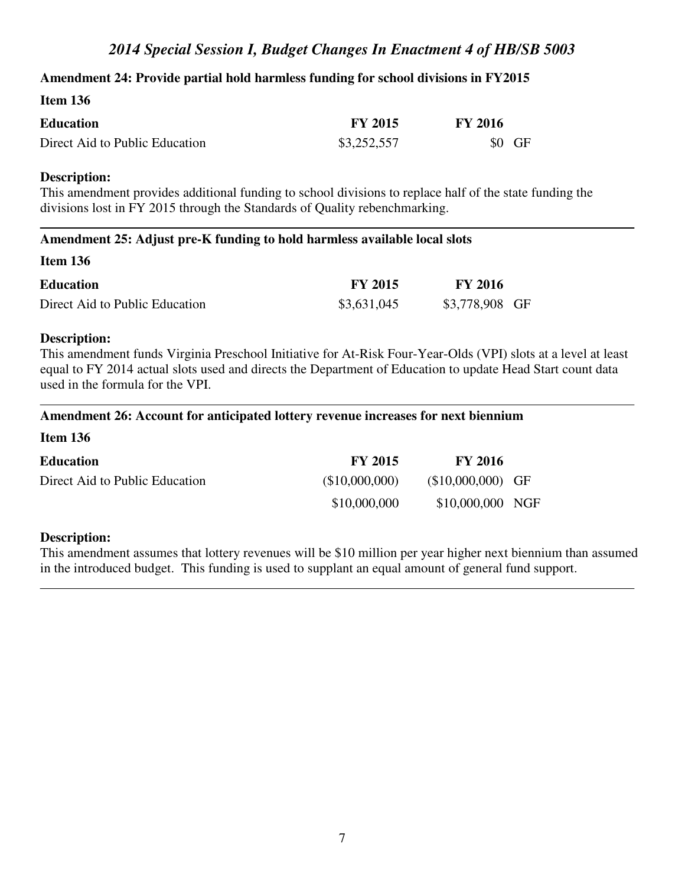# *2014 Special Session I, Budget Changes In Enactment 4 of HB/SB 5003*

**Amendment 24: Provide partial hold harmless funding for school divisions in FY2015**

**Item 136**

| **Education** | **FY 2015** | **FY 2016** | |
|---|---|---|---|
| Direct Aid to Public Education | $3,252,557 | $0 | GF |

**Description:**
This amendment provides additional funding to school divisions to replace half of the state funding the divisions lost in FY 2015 through the Standards of Quality rebenchmarking.

---

**Amendment 25: Adjust pre-K funding to hold harmless available local slots**

**Item 136**

| **Education** | **FY 2015** | **FY 2016** | |
|---|---|---|---|
| Direct Aid to Public Education | $3,631,045 | $3,778,908 | GF |

**Description:**
This amendment funds Virginia Preschool Initiative for At-Risk Four-Year-Olds (VPI) slots at a level at least equal to FY 2014 actual slots used and directs the Department of Education to update Head Start count data used in the formula for the VPI.

---

**Amendment 26: Account for anticipated lottery revenue increases for next biennium**

**Item 136**

| **Education** | **FY 2015** | **FY 2016** | |
|---|---|---|---|
| Direct Aid to Public Education | ($10,000,000) | ($10,000,000) | GF |
| | $10,000,000 | $10,000,000 | NGF |

**Description:**
This amendment assumes that lottery revenues will be $10 million per year higher next biennium than assumed in the introduced budget. This funding is used to supplant an equal amount of general fund support.

---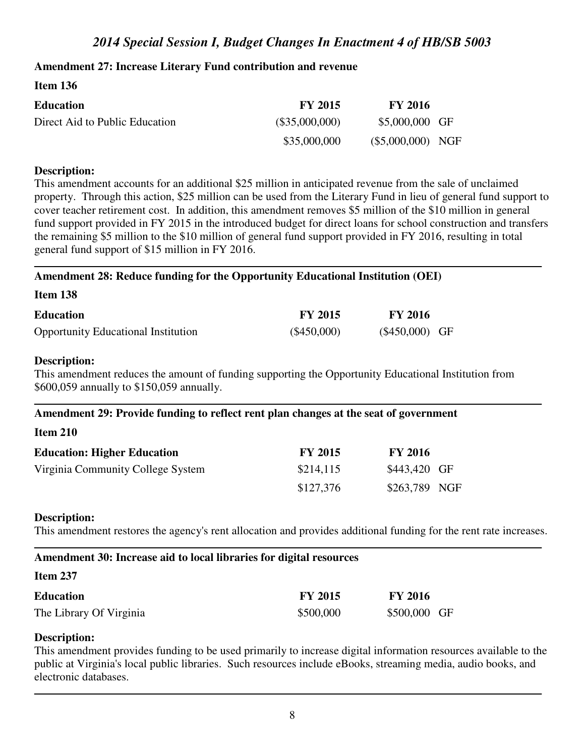## Amendment 27: Increase Literary Fund contribution and revenue

**Item 136**

| Education | FY 2015 | FY 2016 | |
|---|---|---|---|
| Direct Aid to Public Education | ($35,000,000) | $5,000,000 | GF |
| | $35,000,000 | ($5,000,000) | NGF |

**Description:**
This amendment accounts for an additional $25 million in anticipated revenue from the sale of unclaimed property. Through this action, $25 million can be used from the Literary Fund in lieu of general fund support to cover teacher retirement cost. In addition, this amendment removes $5 million of the $10 million in general fund support provided in FY 2015 in the introduced budget for direct loans for school construction and transfers the remaining $5 million to the $10 million of general fund support provided in FY 2016, resulting in total general fund support of $15 million in FY 2016.

---

## Amendment 28: Reduce funding for the Opportunity Educational Institution (OEI)

**Item 138**

| Education | FY 2015 | FY 2016 | |
|---|---|---|---|
| Opportunity Educational Institution | ($450,000) | ($450,000) | GF |

**Description:**
This amendment reduces the amount of funding supporting the Opportunity Educational Institution from $600,059 annually to $150,059 annually.

---

## Amendment 29: Provide funding to reflect rent plan changes at the seat of government

**Item 210**

| Education: Higher Education | FY 2015 | FY 2016 | |
|---|---|---|---|
| Virginia Community College System | $214,115 | $443,420 | GF |
| | $127,376 | $263,789 | NGF |

**Description:**
This amendment restores the agency's rent allocation and provides additional funding for the rent rate increases.

---

## Amendment 30: Increase aid to local libraries for digital resources

**Item 237**

| Education | FY 2015 | FY 2016 | |
|---|---|---|---|
| The Library Of Virginia | $500,000 | $500,000 | GF |

**Description:**
This amendment provides funding to be used primarily to increase digital information resources available to the public at Virginia's local public libraries. Such resources include eBooks, streaming media, audio books, and electronic databases.

---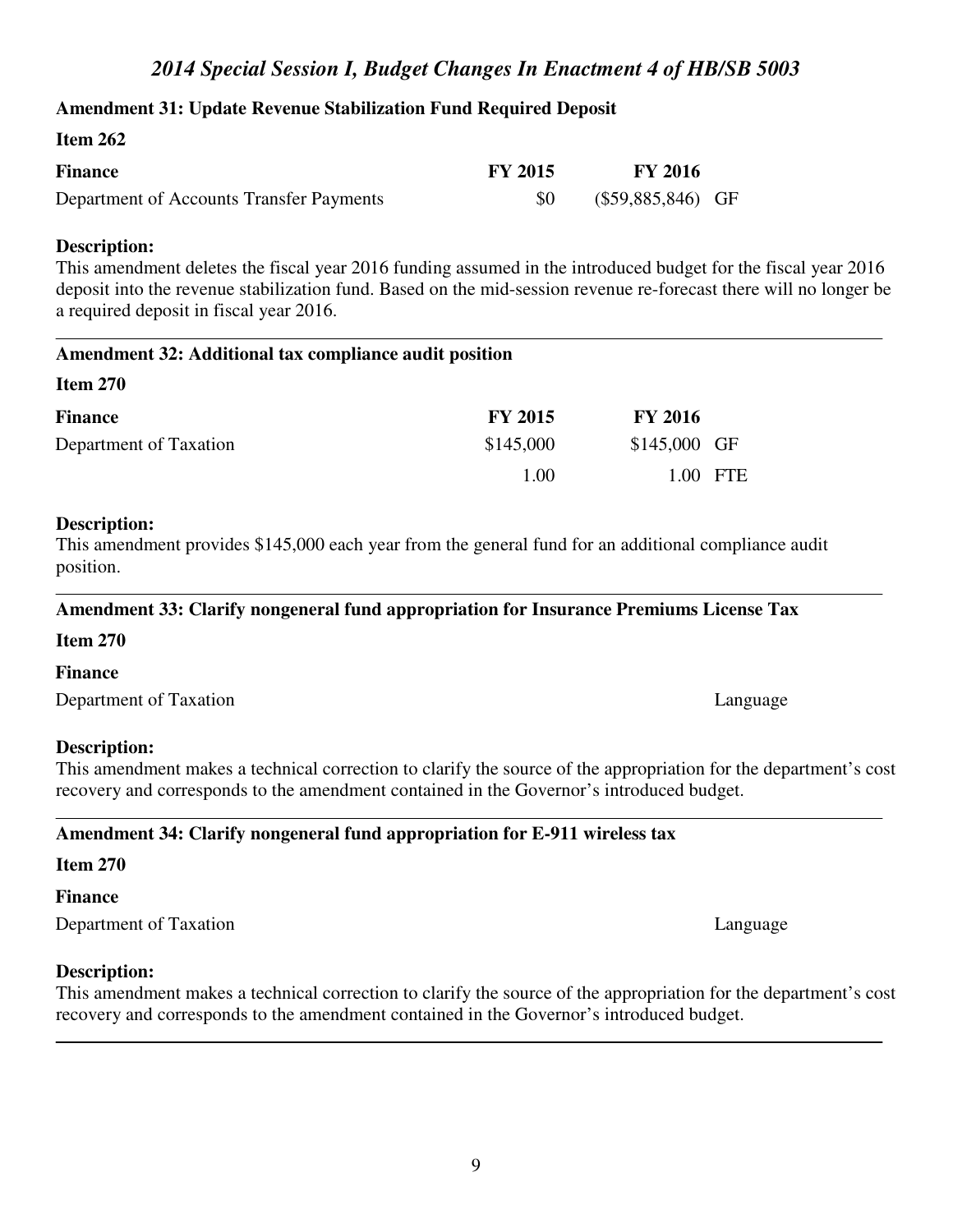## Amendment 31: Update Revenue Stabilization Fund Required Deposit

**Item 262**

| Finance | FY 2015 | FY 2016 | |
|---|---|---|---|
| Department of Accounts Transfer Payments | $0 | ($59,885,846) | GF |

**Description:**

This amendment deletes the fiscal year 2016 funding assumed in the introduced budget for the fiscal year 2016 deposit into the revenue stabilization fund. Based on the mid-session revenue re-forecast there will no longer be a required deposit in fiscal year 2016.

---

## Amendment 32: Additional tax compliance audit position

**Item 270**

| Finance | FY 2015 | FY 2016 | |
|---|---|---|---|
| Department of Taxation | $145,000 | $145,000 | GF |
| | 1.00 | 1.00 | FTE |

**Description:**

This amendment provides $145,000 each year from the general fund for an additional compliance audit position.

---

## Amendment 33: Clarify nongeneral fund appropriation for Insurance Premiums License Tax

**Item 270**

**Finance**

Department of Taxation — Language

**Description:**

This amendment makes a technical correction to clarify the source of the appropriation for the department's cost recovery and corresponds to the amendment contained in the Governor's introduced budget.

---

## Amendment 34: Clarify nongeneral fund appropriation for E-911 wireless tax

**Item 270**

**Finance**

Department of Taxation — Language

**Description:**

This amendment makes a technical correction to clarify the source of the appropriation for the department's cost recovery and corresponds to the amendment contained in the Governor's introduced budget.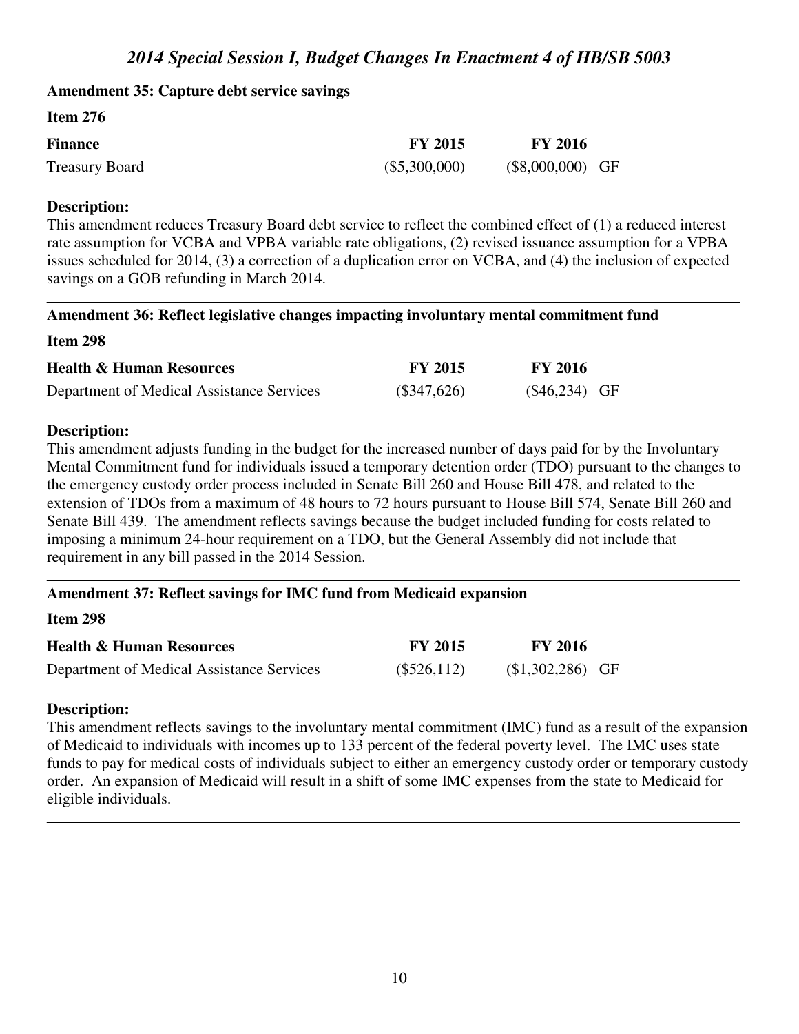## Amendment 35: Capture debt service savings

**Item 276**

| Finance | FY 2015 | FY 2016 | |
|---|---|---|---|
| Treasury Board | ($5,300,000) | ($8,000,000) | GF |

**Description:**

This amendment reduces Treasury Board debt service to reflect the combined effect of (1) a reduced interest rate assumption for VCBA and VPBA variable rate obligations, (2) revised issuance assumption for a VPBA issues scheduled for 2014, (3) a correction of a duplication error on VCBA, and (4) the inclusion of expected savings on a GOB refunding in March 2014.

---

## Amendment 36: Reflect legislative changes impacting involuntary mental commitment fund

**Item 298**

| Health & Human Resources | FY 2015 | FY 2016 | |
|---|---|---|---|
| Department of Medical Assistance Services | ($347,626) | ($46,234) | GF |

**Description:**

This amendment adjusts funding in the budget for the increased number of days paid for by the Involuntary Mental Commitment fund for individuals issued a temporary detention order (TDO) pursuant to the changes to the emergency custody order process included in Senate Bill 260 and House Bill 478, and related to the extension of TDOs from a maximum of 48 hours to 72 hours pursuant to House Bill 574, Senate Bill 260 and Senate Bill 439. The amendment reflects savings because the budget included funding for costs related to imposing a minimum 24-hour requirement on a TDO, but the General Assembly did not include that requirement in any bill passed in the 2014 Session.

---

## Amendment 37: Reflect savings for IMC fund from Medicaid expansion

**Item 298**

| Health & Human Resources | FY 2015 | FY 2016 | |
|---|---|---|---|
| Department of Medical Assistance Services | ($526,112) | ($1,302,286) | GF |

**Description:**

This amendment reflects savings to the involuntary mental commitment (IMC) fund as a result of the expansion of Medicaid to individuals with incomes up to 133 percent of the federal poverty level. The IMC uses state funds to pay for medical costs of individuals subject to either an emergency custody order or temporary custody order. An expansion of Medicaid will result in a shift of some IMC expenses from the state to Medicaid for eligible individuals.

---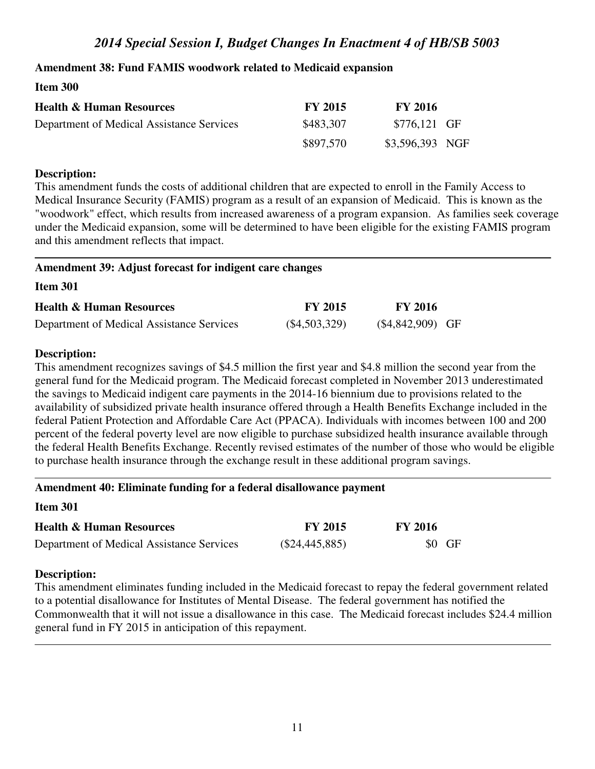## Amendment 38: Fund FAMIS woodwork related to Medicaid expansion

**Item 300**

| **Health & Human Resources** | **FY 2015** | **FY 2016** | |
|---|---|---|---|
| Department of Medical Assistance Services | $483,307 | $776,121 | GF |
| | $897,570 | $3,596,393 | NGF |

**Description:**
This amendment funds the costs of additional children that are expected to enroll in the Family Access to Medical Insurance Security (FAMIS) program as a result of an expansion of Medicaid. This is known as the "woodwork" effect, which results from increased awareness of a program expansion. As families seek coverage under the Medicaid expansion, some will be determined to have been eligible for the existing FAMIS program and this amendment reflects that impact.

---

## Amendment 39: Adjust forecast for indigent care changes

**Item 301**

| **Health & Human Resources** | **FY 2015** | **FY 2016** | |
|---|---|---|---|
| Department of Medical Assistance Services | ($4,503,329) | ($4,842,909) | GF |

**Description:**
This amendment recognizes savings of $4.5 million the first year and $4.8 million the second year from the general fund for the Medicaid program. The Medicaid forecast completed in November 2013 underestimated the savings to Medicaid indigent care payments in the 2014-16 biennium due to provisions related to the availability of subsidized private health insurance offered through a Health Benefits Exchange included in the federal Patient Protection and Affordable Care Act (PPACA). Individuals with incomes between 100 and 200 percent of the federal poverty level are now eligible to purchase subsidized health insurance available through the federal Health Benefits Exchange. Recently revised estimates of the number of those who would be eligible to purchase health insurance through the exchange result in these additional program savings.

---

## Amendment 40: Eliminate funding for a federal disallowance payment

**Item 301**

| **Health & Human Resources** | **FY 2015** | **FY 2016** | |
|---|---|---|---|
| Department of Medical Assistance Services | ($24,445,885) | $0 | GF |

**Description:**
This amendment eliminates funding included in the Medicaid forecast to repay the federal government related to a potential disallowance for Institutes of Mental Disease. The federal government has notified the Commonwealth that it will not issue a disallowance in this case. The Medicaid forecast includes $24.4 million general fund in FY 2015 in anticipation of this repayment.

---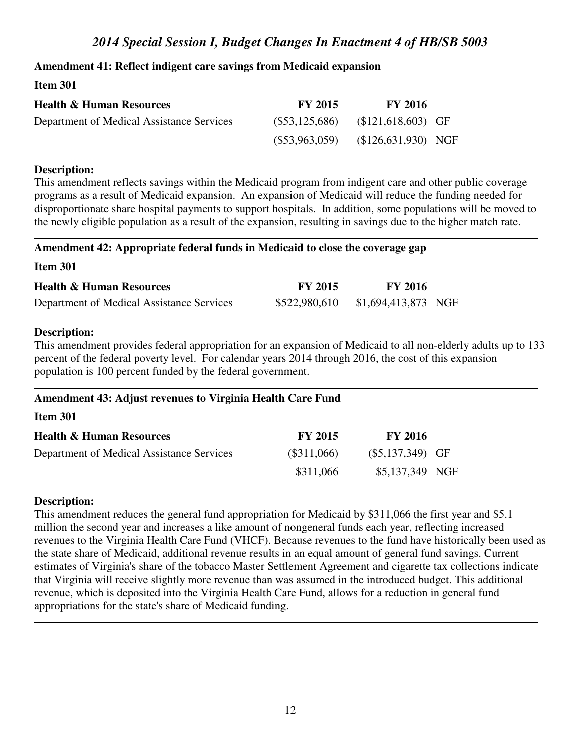## Amendment 41: Reflect indigent care savings from Medicaid expansion

**Item 301**

| **Health & Human Resources** | **FY 2015** | **FY 2016** | |
|---|---|---|---|
| Department of Medical Assistance Services | ($53,125,686) | ($121,618,603) | GF |
| | ($53,963,059) | ($126,631,930) | NGF |

**Description:**

This amendment reflects savings within the Medicaid program from indigent care and other public coverage programs as a result of Medicaid expansion. An expansion of Medicaid will reduce the funding needed for disproportionate share hospital payments to support hospitals. In addition, some populations will be moved to the newly eligible population as a result of the expansion, resulting in savings due to the higher match rate.

---

## Amendment 42: Appropriate federal funds in Medicaid to close the coverage gap

**Item 301**

| **Health & Human Resources** | **FY 2015** | **FY 2016** | |
|---|---|---|---|
| Department of Medical Assistance Services | $522,980,610 | $1,694,413,873 | NGF |

**Description:**

This amendment provides federal appropriation for an expansion of Medicaid to all non-elderly adults up to 133 percent of the federal poverty level. For calendar years 2014 through 2016, the cost of this expansion population is 100 percent funded by the federal government.

---

## Amendment 43: Adjust revenues to Virginia Health Care Fund

**Item 301**

| **Health & Human Resources** | **FY 2015** | **FY 2016** | |
|---|---|---|---|
| Department of Medical Assistance Services | ($311,066) | ($5,137,349) | GF |
| | $311,066 | $5,137,349 | NGF |

**Description:**

This amendment reduces the general fund appropriation for Medicaid by $311,066 the first year and $5.1 million the second year and increases a like amount of nongeneral funds each year, reflecting increased revenues to the Virginia Health Care Fund (VHCF). Because revenues to the fund have historically been used as the state share of Medicaid, additional revenue results in an equal amount of general fund savings. Current estimates of Virginia's share of the tobacco Master Settlement Agreement and cigarette tax collections indicate that Virginia will receive slightly more revenue than was assumed in the introduced budget. This additional revenue, which is deposited into the Virginia Health Care Fund, allows for a reduction in general fund appropriations for the state's share of Medicaid funding.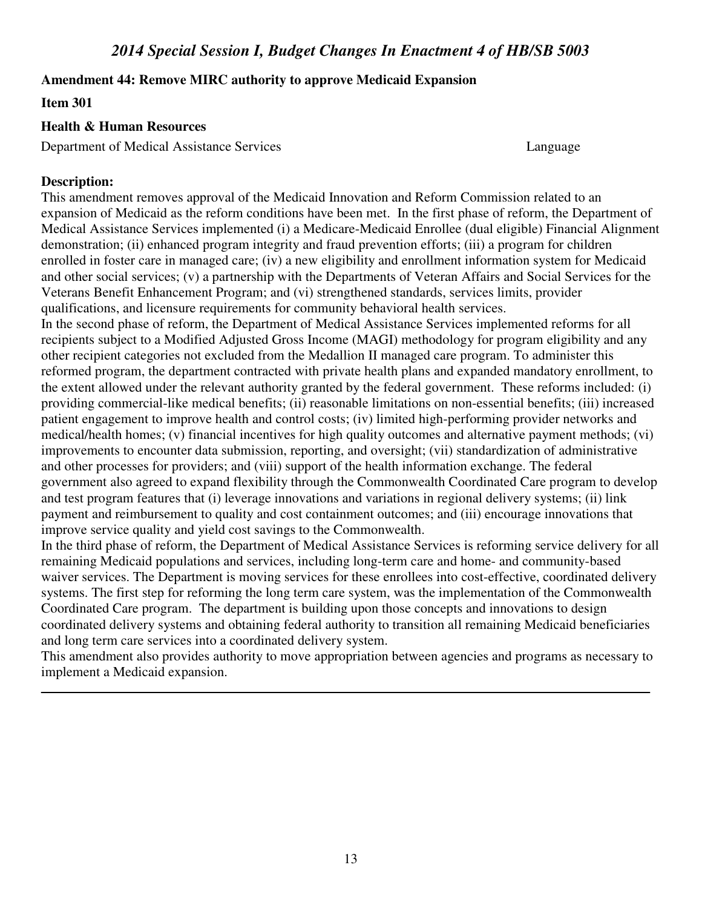**Amendment 44: Remove MIRC authority to approve Medicaid Expansion**

**Item 301**

**Health & Human Resources**

Department of Medical Assistance Services Language

**Description:**

This amendment removes approval of the Medicaid Innovation and Reform Commission related to an expansion of Medicaid as the reform conditions have been met. In the first phase of reform, the Department of Medical Assistance Services implemented (i) a Medicare-Medicaid Enrollee (dual eligible) Financial Alignment demonstration; (ii) enhanced program integrity and fraud prevention efforts; (iii) a program for children enrolled in foster care in managed care; (iv) a new eligibility and enrollment information system for Medicaid and other social services; (v) a partnership with the Departments of Veteran Affairs and Social Services for the Veterans Benefit Enhancement Program; and (vi) strengthened standards, services limits, provider qualifications, and licensure requirements for community behavioral health services.

In the second phase of reform, the Department of Medical Assistance Services implemented reforms for all recipients subject to a Modified Adjusted Gross Income (MAGI) methodology for program eligibility and any other recipient categories not excluded from the Medallion II managed care program. To administer this reformed program, the department contracted with private health plans and expanded mandatory enrollment, to the extent allowed under the relevant authority granted by the federal government. These reforms included: (i) providing commercial-like medical benefits; (ii) reasonable limitations on non-essential benefits; (iii) increased patient engagement to improve health and control costs; (iv) limited high-performing provider networks and medical/health homes; (v) financial incentives for high quality outcomes and alternative payment methods; (vi) improvements to encounter data submission, reporting, and oversight; (vii) standardization of administrative and other processes for providers; and (viii) support of the health information exchange. The federal government also agreed to expand flexibility through the Commonwealth Coordinated Care program to develop and test program features that (i) leverage innovations and variations in regional delivery systems; (ii) link payment and reimbursement to quality and cost containment outcomes; and (iii) encourage innovations that improve service quality and yield cost savings to the Commonwealth.

In the third phase of reform, the Department of Medical Assistance Services is reforming service delivery for all remaining Medicaid populations and services, including long-term care and home- and community-based waiver services. The Department is moving services for these enrollees into cost-effective, coordinated delivery systems. The first step for reforming the long term care system, was the implementation of the Commonwealth Coordinated Care program. The department is building upon those concepts and innovations to design coordinated delivery systems and obtaining federal authority to transition all remaining Medicaid beneficiaries and long term care services into a coordinated delivery system.

This amendment also provides authority to move appropriation between agencies and programs as necessary to implement a Medicaid expansion.

---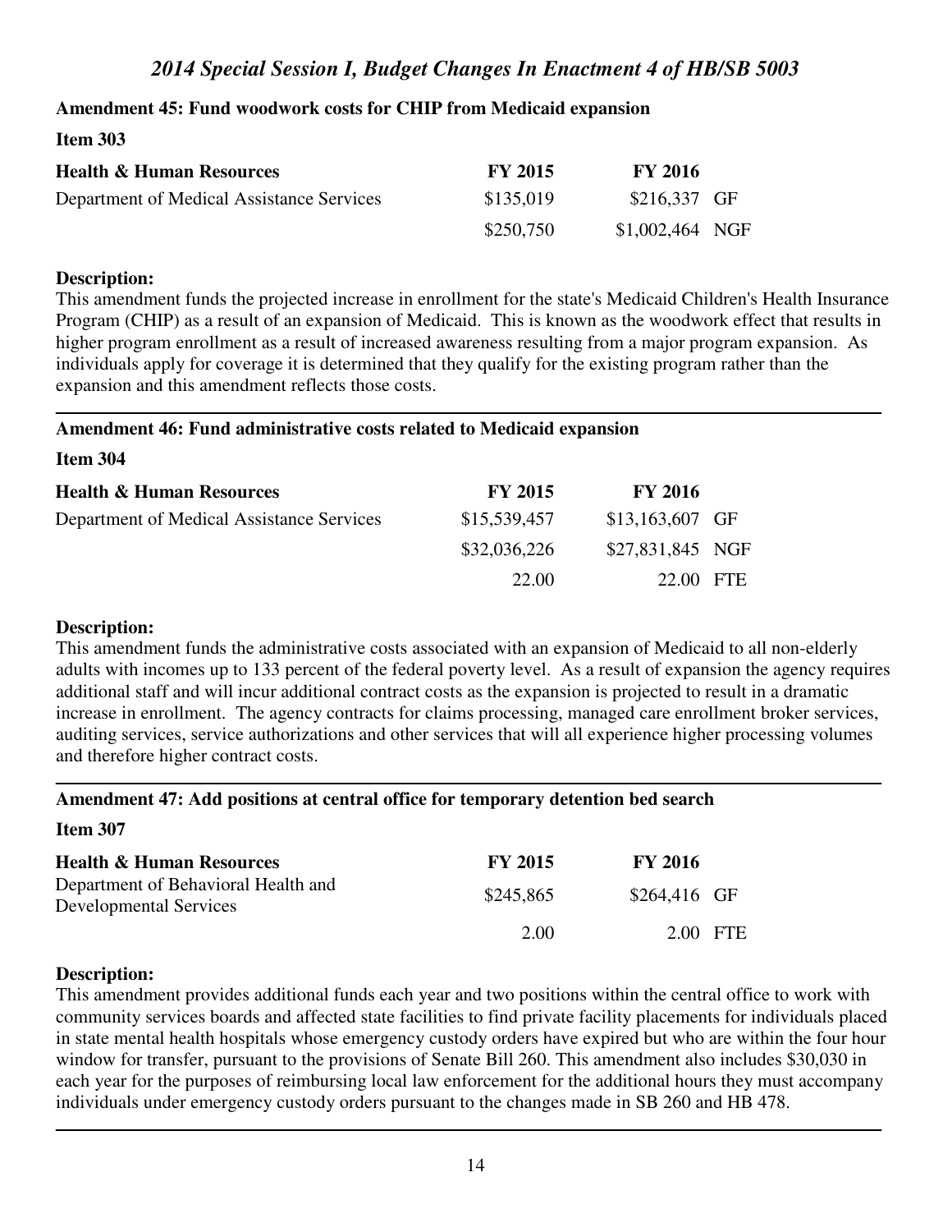## Amendment 45: Fund woodwork costs for CHIP from Medicaid expansion

**Item 303**

| **Health & Human Resources** | **FY 2015** | **FY 2016** | |
|---|---|---|---|
| Department of Medical Assistance Services | $135,019 | $216,337 | GF |
| | $250,750 | $1,002,464 | NGF |

**Description:**
This amendment funds the projected increase in enrollment for the state's Medicaid Children's Health Insurance Program (CHIP) as a result of an expansion of Medicaid. This is known as the woodwork effect that results in higher program enrollment as a result of increased awareness resulting from a major program expansion. As individuals apply for coverage it is determined that they qualify for the existing program rather than the expansion and this amendment reflects those costs.

---

## Amendment 46: Fund administrative costs related to Medicaid expansion

**Item 304**

| **Health & Human Resources** | **FY 2015** | **FY 2016** | |
|---|---|---|---|
| Department of Medical Assistance Services | $15,539,457 | $13,163,607 | GF |
| | $32,036,226 | $27,831,845 | NGF |
| | 22.00 | 22.00 | FTE |

**Description:**
This amendment funds the administrative costs associated with an expansion of Medicaid to all non-elderly adults with incomes up to 133 percent of the federal poverty level. As a result of expansion the agency requires additional staff and will incur additional contract costs as the expansion is projected to result in a dramatic increase in enrollment. The agency contracts for claims processing, managed care enrollment broker services, auditing services, service authorizations and other services that will all experience higher processing volumes and therefore higher contract costs.

---

## Amendment 47: Add positions at central office for temporary detention bed search

**Item 307**

| **Health & Human Resources** | **FY 2015** | **FY 2016** | |
|---|---|---|---|
| Department of Behavioral Health and Developmental Services | $245,865 | $264,416 | GF |
| | 2.00 | 2.00 | FTE |

**Description:**
This amendment provides additional funds each year and two positions within the central office to work with community services boards and affected state facilities to find private facility placements for individuals placed in state mental health hospitals whose emergency custody orders have expired but who are within the four hour window for transfer, pursuant to the provisions of Senate Bill 260. This amendment also includes $30,030 in each year for the purposes of reimbursing local law enforcement for the additional hours they must accompany individuals under emergency custody orders pursuant to the changes made in SB 260 and HB 478.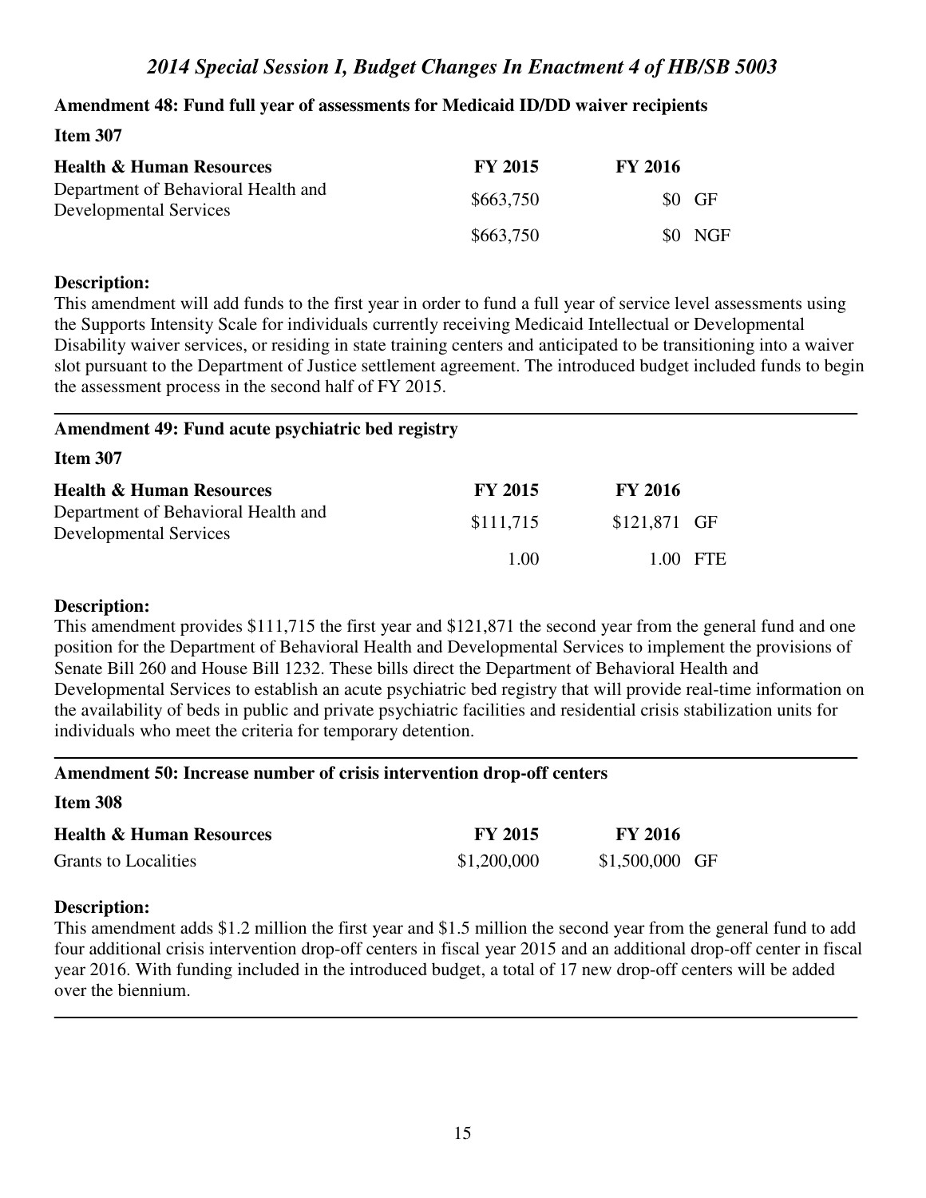## Amendment 48: Fund full year of assessments for Medicaid ID/DD waiver recipients

**Item 307**

| Health & Human Resources | FY 2015 | FY 2016 | |
|---|---|---|---|
| Department of Behavioral Health and Developmental Services | $663,750 | $0 | GF |
| | $663,750 | $0 | NGF |

**Description:**

This amendment will add funds to the first year in order to fund a full year of service level assessments using the Supports Intensity Scale for individuals currently receiving Medicaid Intellectual or Developmental Disability waiver services, or residing in state training centers and anticipated to be transitioning into a waiver slot pursuant to the Department of Justice settlement agreement. The introduced budget included funds to begin the assessment process in the second half of FY 2015.

---

## Amendment 49: Fund acute psychiatric bed registry

**Item 307**

| Health & Human Resources | FY 2015 | FY 2016 | |
|---|---|---|---|
| Department of Behavioral Health and Developmental Services | $111,715 | $121,871 | GF |
| | 1.00 | 1.00 | FTE |

**Description:**

This amendment provides $111,715 the first year and $121,871 the second year from the general fund and one position for the Department of Behavioral Health and Developmental Services to implement the provisions of Senate Bill 260 and House Bill 1232. These bills direct the Department of Behavioral Health and Developmental Services to establish an acute psychiatric bed registry that will provide real-time information on the availability of beds in public and private psychiatric facilities and residential crisis stabilization units for individuals who meet the criteria for temporary detention.

---

## Amendment 50: Increase number of crisis intervention drop-off centers

**Item 308**

| Health & Human Resources | FY 2015 | FY 2016 | |
|---|---|---|---|
| Grants to Localities | $1,200,000 | $1,500,000 | GF |

**Description:**

This amendment adds $1.2 million the first year and $1.5 million the second year from the general fund to add four additional crisis intervention drop-off centers in fiscal year 2015 and an additional drop-off center in fiscal year 2016. With funding included in the introduced budget, a total of 17 new drop-off centers will be added over the biennium.

---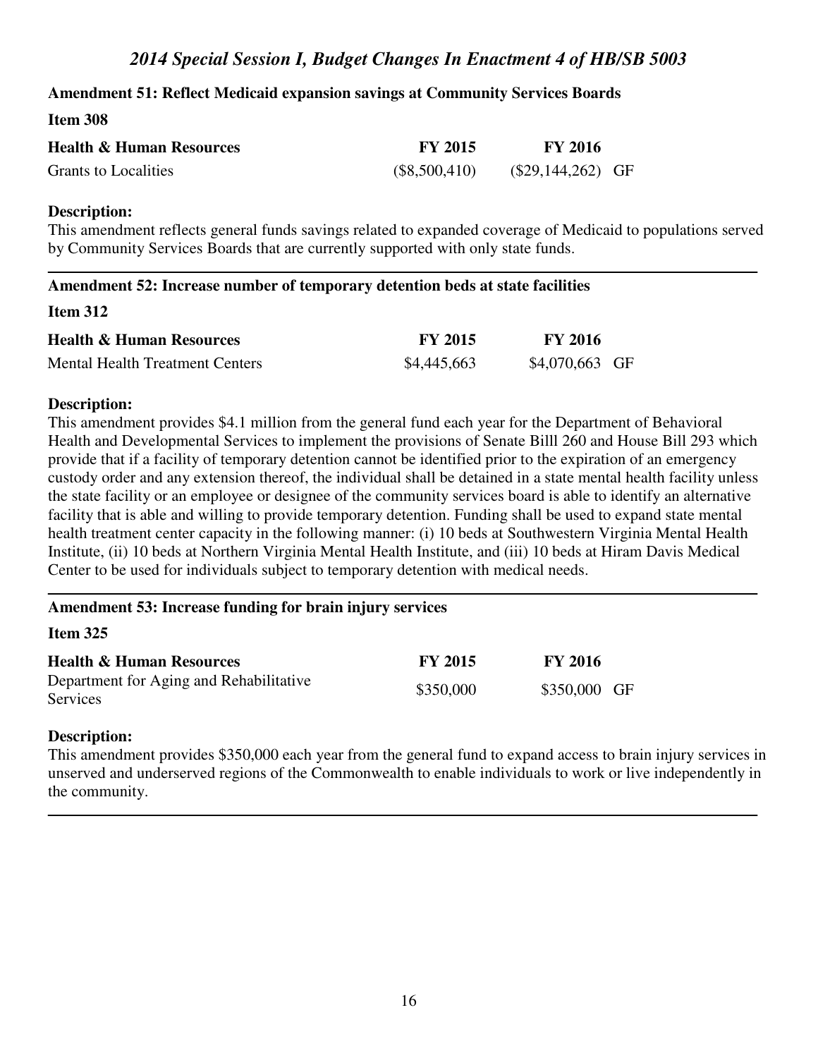## Amendment 51: Reflect Medicaid expansion savings at Community Services Boards

**Item 308**

| Health & Human Resources | FY 2015 | FY 2016 | |
|---|---|---|---|
| Grants to Localities | ($8,500,410) | ($29,144,262) | GF |

**Description:**

This amendment reflects general funds savings related to expanded coverage of Medicaid to populations served by Community Services Boards that are currently supported with only state funds.

---

## Amendment 52: Increase number of temporary detention beds at state facilities

**Item 312**

| Health & Human Resources | FY 2015 | FY 2016 | |
|---|---|---|---|
| Mental Health Treatment Centers | $4,445,663 | $4,070,663 | GF |

**Description:**

This amendment provides $4.1 million from the general fund each year for the Department of Behavioral Health and Developmental Services to implement the provisions of Senate Billl 260 and House Bill 293 which provide that if a facility of temporary detention cannot be identified prior to the expiration of an emergency custody order and any extension thereof, the individual shall be detained in a state mental health facility unless the state facility or an employee or designee of the community services board is able to identify an alternative facility that is able and willing to provide temporary detention. Funding shall be used to expand state mental health treatment center capacity in the following manner: (i) 10 beds at Southwestern Virginia Mental Health Institute, (ii) 10 beds at Northern Virginia Mental Health Institute, and (iii) 10 beds at Hiram Davis Medical Center to be used for individuals subject to temporary detention with medical needs.

---

## Amendment 53: Increase funding for brain injury services

**Item 325**

| Health & Human Resources | FY 2015 | FY 2016 | |
|---|---|---|---|
| Department for Aging and Rehabilitative Services | $350,000 | $350,000 | GF |

**Description:**

This amendment provides $350,000 each year from the general fund to expand access to brain injury services in unserved and underserved regions of the Commonwealth to enable individuals to work or live independently in the community.

---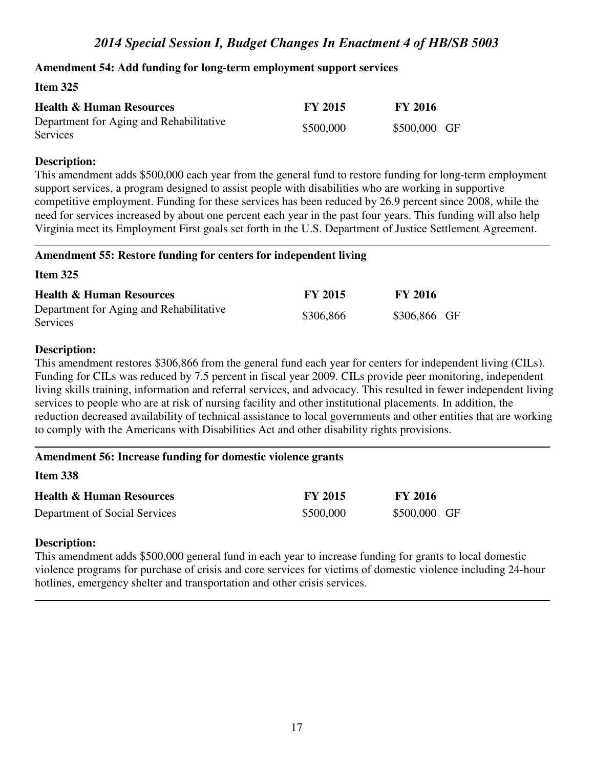## Amendment 54: Add funding for long-term employment support services

**Item 325**

| Health & Human Resources | FY 2015 | FY 2016 | |
|---|---|---|---|
| Department for Aging and Rehabilitative Services | $500,000 | $500,000 | GF |

**Description:**

This amendment adds $500,000 each year from the general fund to restore funding for long-term employment support services, a program designed to assist people with disabilities who are working in supportive competitive employment. Funding for these services has been reduced by 26.9 percent since 2008, while the need for services increased by about one percent each year in the past four years. This funding will also help Virginia meet its Employment First goals set forth in the U.S. Department of Justice Settlement Agreement.

---

## Amendment 55: Restore funding for centers for independent living

**Item 325**

| Health & Human Resources | FY 2015 | FY 2016 | |
|---|---|---|---|
| Department for Aging and Rehabilitative Services | $306,866 | $306,866 | GF |

**Description:**

This amendment restores $306,866 from the general fund each year for centers for independent living (CILs). Funding for CILs was reduced by 7.5 percent in fiscal year 2009. CILs provide peer monitoring, independent living skills training, information and referral services, and advocacy. This resulted in fewer independent living services to people who are at risk of nursing facility and other institutional placements. In addition, the reduction decreased availability of technical assistance to local governments and other entities that are working to comply with the Americans with Disabilities Act and other disability rights provisions.

---

## Amendment 56: Increase funding for domestic violence grants

**Item 338**

| Health & Human Resources | FY 2015 | FY 2016 | |
|---|---|---|---|
| Department of Social Services | $500,000 | $500,000 | GF |

**Description:**

This amendment adds $500,000 general fund in each year to increase funding for grants to local domestic violence programs for purchase of crisis and core services for victims of domestic violence including 24-hour hotlines, emergency shelter and transportation and other crisis services.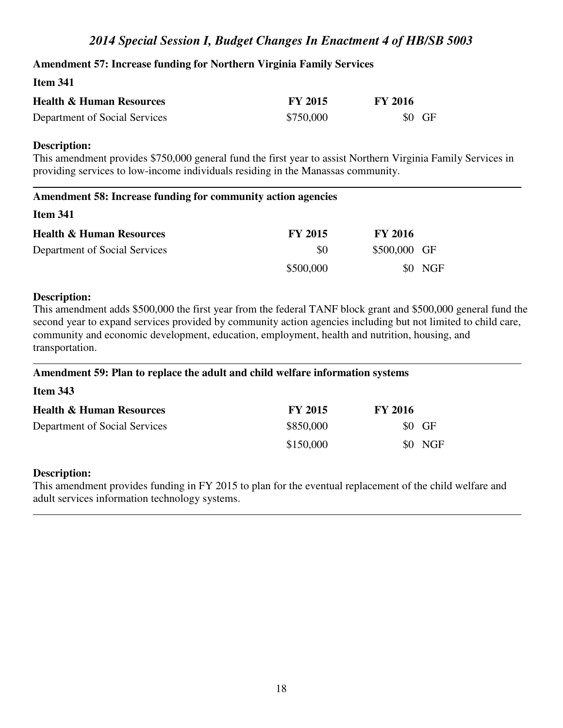**Amendment 57: Increase funding for Northern Virginia Family Services**

**Item 341**

| **Health & Human Resources** | **FY 2015** | **FY 2016** | |
|---|---|---|---|
| Department of Social Services | $750,000 | $0 | GF |

**Description:**
This amendment provides $750,000 general fund the first year to assist Northern Virginia Family Services in providing services to low-income individuals residing in the Manassas community.

---

**Amendment 58: Increase funding for community action agencies**

**Item 341**

| **Health & Human Resources** | **FY 2015** | **FY 2016** | |
|---|---|---|---|
| Department of Social Services | $0 | $500,000 | GF |
| | $500,000 | $0 | NGF |

**Description:**
This amendment adds $500,000 the first year from the federal TANF block grant and $500,000 general fund the second year to expand services provided by community action agencies including but not limited to child care, community and economic development, education, employment, health and nutrition, housing, and transportation.

---

**Amendment 59: Plan to replace the adult and child welfare information systems**

**Item 343**

| **Health & Human Resources** | **FY 2015** | **FY 2016** | |
|---|---|---|---|
| Department of Social Services | $850,000 | $0 | GF |
| | $150,000 | $0 | NGF |

**Description:**
This amendment provides funding in FY 2015 to plan for the eventual replacement of the child welfare and adult services information technology systems.

---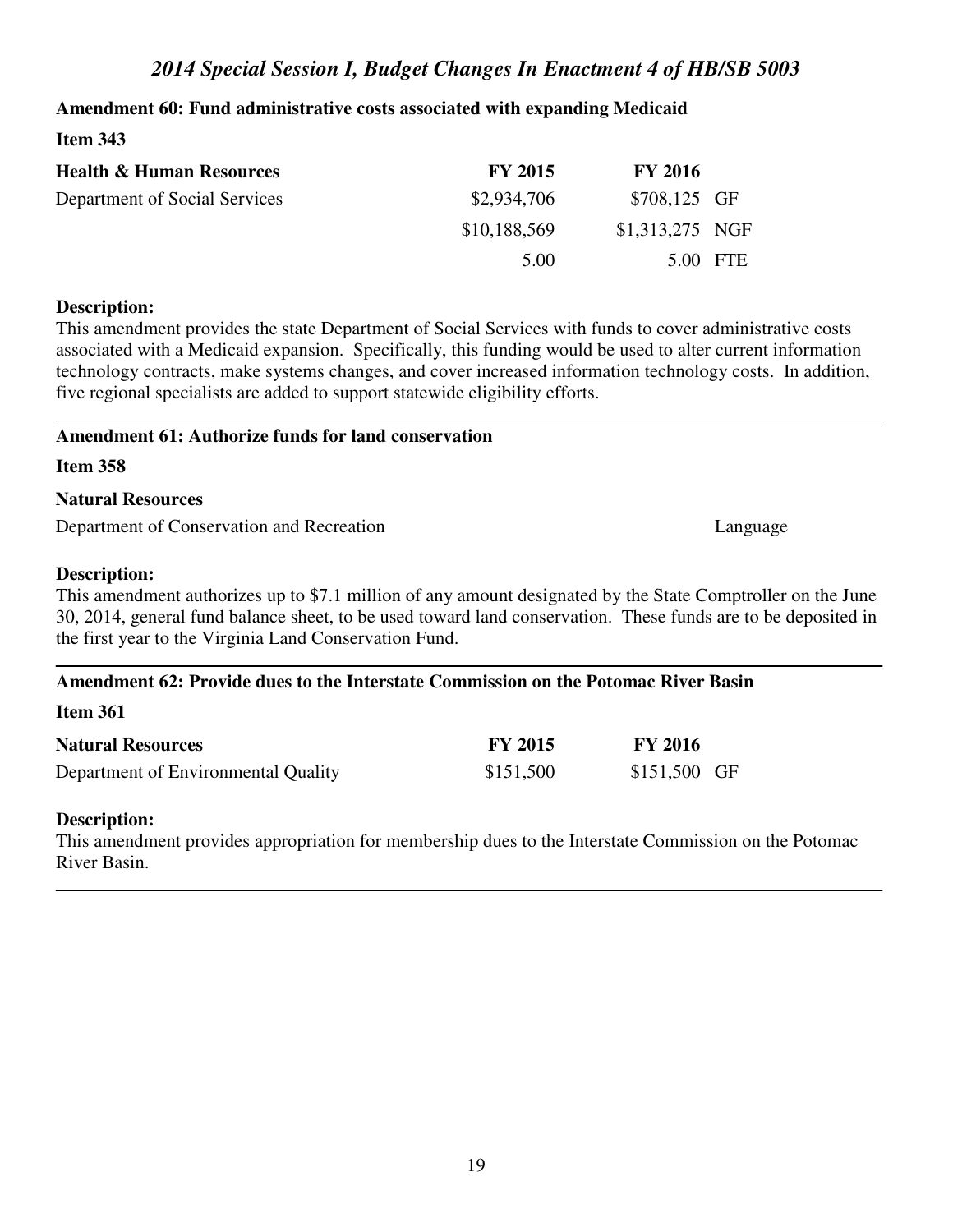## 2014 Special Session I, Budget Changes In Enactment 4 of HB/SB 5003

**Amendment 60: Fund administrative costs associated with expanding Medicaid**

**Item 343**

| **Health & Human Resources** | **FY 2015** | **FY 2016** | |
|---|---|---|---|
| Department of Social Services | $2,934,706 | $708,125 | GF |
| | $10,188,569 | $1,313,275 | NGF |
| | 5.00 | 5.00 | FTE |

**Description:**
This amendment provides the state Department of Social Services with funds to cover administrative costs associated with a Medicaid expansion. Specifically, this funding would be used to alter current information technology contracts, make systems changes, and cover increased information technology costs. In addition, five regional specialists are added to support statewide eligibility efforts.

---

**Amendment 61: Authorize funds for land conservation**

**Item 358**

**Natural Resources**

Department of Conservation and Recreation — Language

**Description:**
This amendment authorizes up to $7.1 million of any amount designated by the State Comptroller on the June 30, 2014, general fund balance sheet, to be used toward land conservation. These funds are to be deposited in the first year to the Virginia Land Conservation Fund.

---

**Amendment 62: Provide dues to the Interstate Commission on the Potomac River Basin**

**Item 361**

| **Natural Resources** | **FY 2015** | **FY 2016** | |
|---|---|---|---|
| Department of Environmental Quality | $151,500 | $151,500 | GF |

**Description:**
This amendment provides appropriation for membership dues to the Interstate Commission on the Potomac River Basin.

---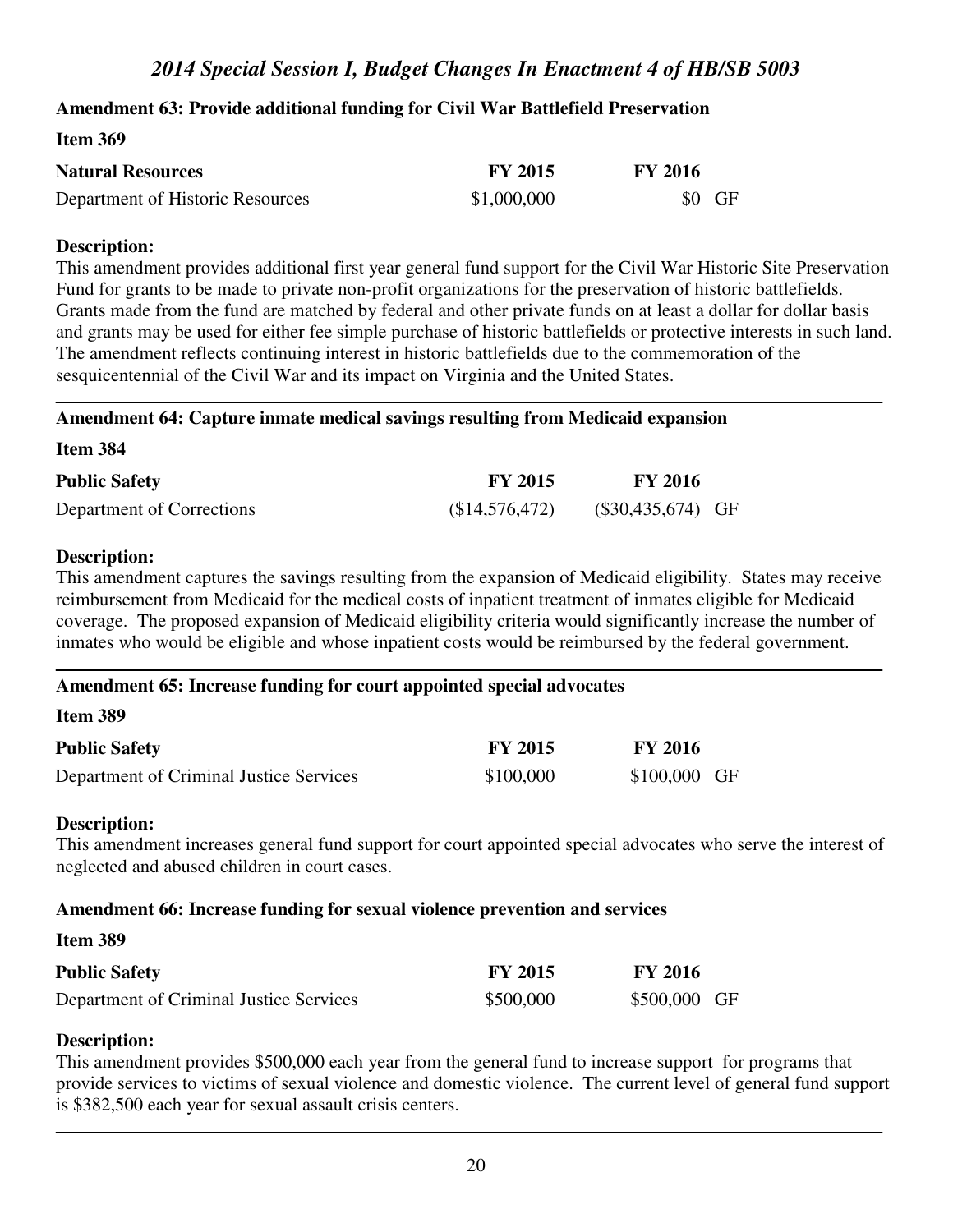## Amendment 63: Provide additional funding for Civil War Battlefield Preservation

**Item 369**

| **Natural Resources** | **FY 2015** | **FY 2016** | |
|---|---|---|---|
| Department of Historic Resources | $1,000,000 | $0 | GF |

**Description:**
This amendment provides additional first year general fund support for the Civil War Historic Site Preservation Fund for grants to be made to private non-profit organizations for the preservation of historic battlefields. Grants made from the fund are matched by federal and other private funds on at least a dollar for dollar basis and grants may be used for either fee simple purchase of historic battlefields or protective interests in such land. The amendment reflects continuing interest in historic battlefields due to the commemoration of the sesquicentennial of the Civil War and its impact on Virginia and the United States.

---

## Amendment 64: Capture inmate medical savings resulting from Medicaid expansion

**Item 384**

| **Public Safety** | **FY 2015** | **FY 2016** | |
|---|---|---|---|
| Department of Corrections | ($14,576,472) | ($30,435,674) | GF |

**Description:**
This amendment captures the savings resulting from the expansion of Medicaid eligibility. States may receive reimbursement from Medicaid for the medical costs of inpatient treatment of inmates eligible for Medicaid coverage. The proposed expansion of Medicaid eligibility criteria would significantly increase the number of inmates who would be eligible and whose inpatient costs would be reimbursed by the federal government.

---

## Amendment 65: Increase funding for court appointed special advocates

**Item 389**

| **Public Safety** | **FY 2015** | **FY 2016** | |
|---|---|---|---|
| Department of Criminal Justice Services | $100,000 | $100,000 | GF |

**Description:**
This amendment increases general fund support for court appointed special advocates who serve the interest of neglected and abused children in court cases.

---

## Amendment 66: Increase funding for sexual violence prevention and services

**Item 389**

| **Public Safety** | **FY 2015** | **FY 2016** | |
|---|---|---|---|
| Department of Criminal Justice Services | $500,000 | $500,000 | GF |

**Description:**
This amendment provides $500,000 each year from the general fund to increase support for programs that provide services to victims of sexual violence and domestic violence. The current level of general fund support is $382,500 each year for sexual assault crisis centers.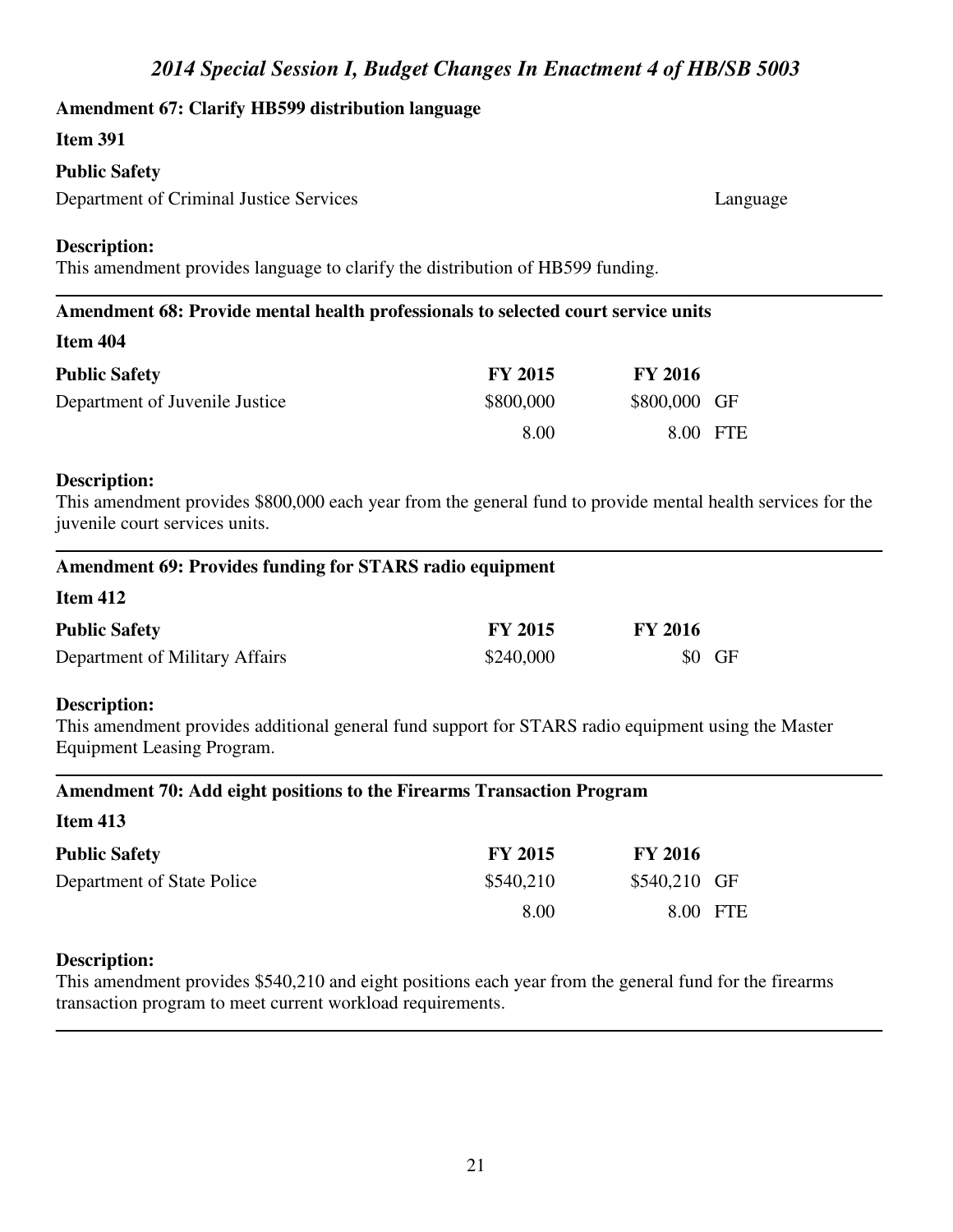## Amendment 67: Clarify HB599 distribution language

**Item 391**

| **Public Safety** | |
|---|---|
| Department of Criminal Justice Services | Language |

**Description:**
This amendment provides language to clarify the distribution of HB599 funding.

---

## Amendment 68: Provide mental health professionals to selected court service units

**Item 404**

| **Public Safety** | **FY 2015** | **FY 2016** | |
|---|---|---|---|
| Department of Juvenile Justice | $800,000 | $800,000 | GF |
| | 8.00 | 8.00 | FTE |

**Description:**
This amendment provides $800,000 each year from the general fund to provide mental health services for the juvenile court services units.

---

## Amendment 69: Provides funding for STARS radio equipment

**Item 412**

| **Public Safety** | **FY 2015** | **FY 2016** | |
|---|---|---|---|
| Department of Military Affairs | $240,000 | $0 | GF |

**Description:**
This amendment provides additional general fund support for STARS radio equipment using the Master Equipment Leasing Program.

---

## Amendment 70: Add eight positions to the Firearms Transaction Program

**Item 413**

| **Public Safety** | **FY 2015** | **FY 2016** | |
|---|---|---|---|
| Department of State Police | $540,210 | $540,210 | GF |
| | 8.00 | 8.00 | FTE |

**Description:**
This amendment provides $540,210 and eight positions each year from the general fund for the firearms transaction program to meet current workload requirements.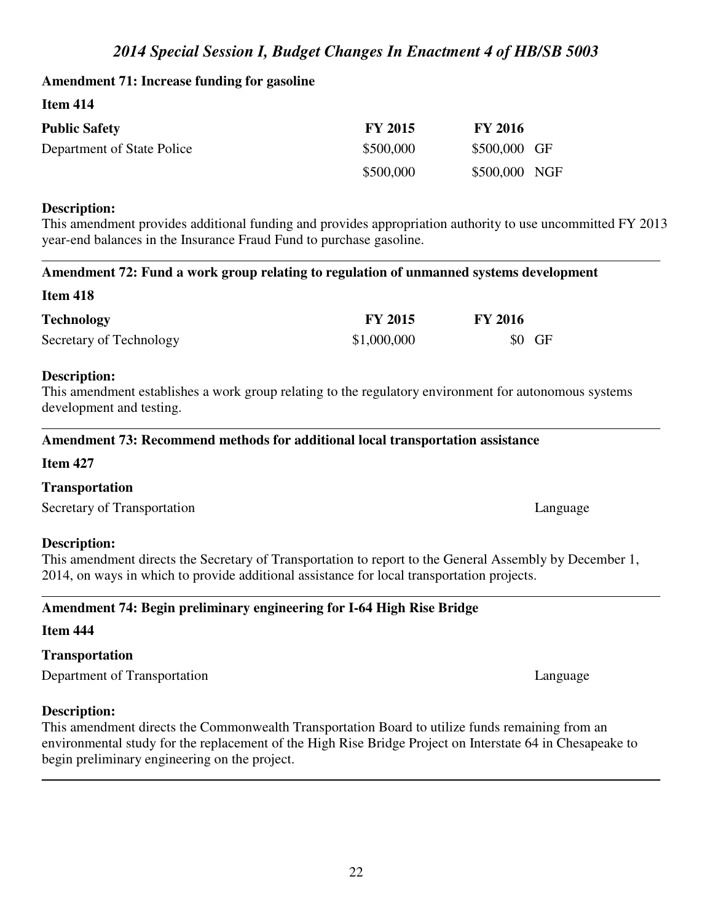**Amendment 71: Increase funding for gasoline**

**Item 414**

| **Public Safety** | **FY 2015** | **FY 2016** | |
|---|---|---|---|
| Department of State Police | \$500,000 | \$500,000 | GF |
| | \$500,000 | \$500,000 | NGF |

**Description:**
This amendment provides additional funding and provides appropriation authority to use uncommitted FY 2013 year-end balances in the Insurance Fraud Fund to purchase gasoline.

---

**Amendment 72: Fund a work group relating to regulation of unmanned systems development**

**Item 418**

| **Technology** | **FY 2015** | **FY 2016** | |
|---|---|---|---|
| Secretary of Technology | \$1,000,000 | \$0 | GF |

**Description:**
This amendment establishes a work group relating to the regulatory environment for autonomous systems development and testing.

---

**Amendment 73: Recommend methods for additional local transportation assistance**

**Item 427**

**Transportation**

Secretary of Transportation — Language

**Description:**
This amendment directs the Secretary of Transportation to report to the General Assembly by December 1, 2014, on ways in which to provide additional assistance for local transportation projects.

---

**Amendment 74: Begin preliminary engineering for I-64 High Rise Bridge**

**Item 444**

**Transportation**

Department of Transportation — Language

**Description:**
This amendment directs the Commonwealth Transportation Board to utilize funds remaining from an environmental study for the replacement of the High Rise Bridge Project on Interstate 64 in Chesapeake to begin preliminary engineering on the project.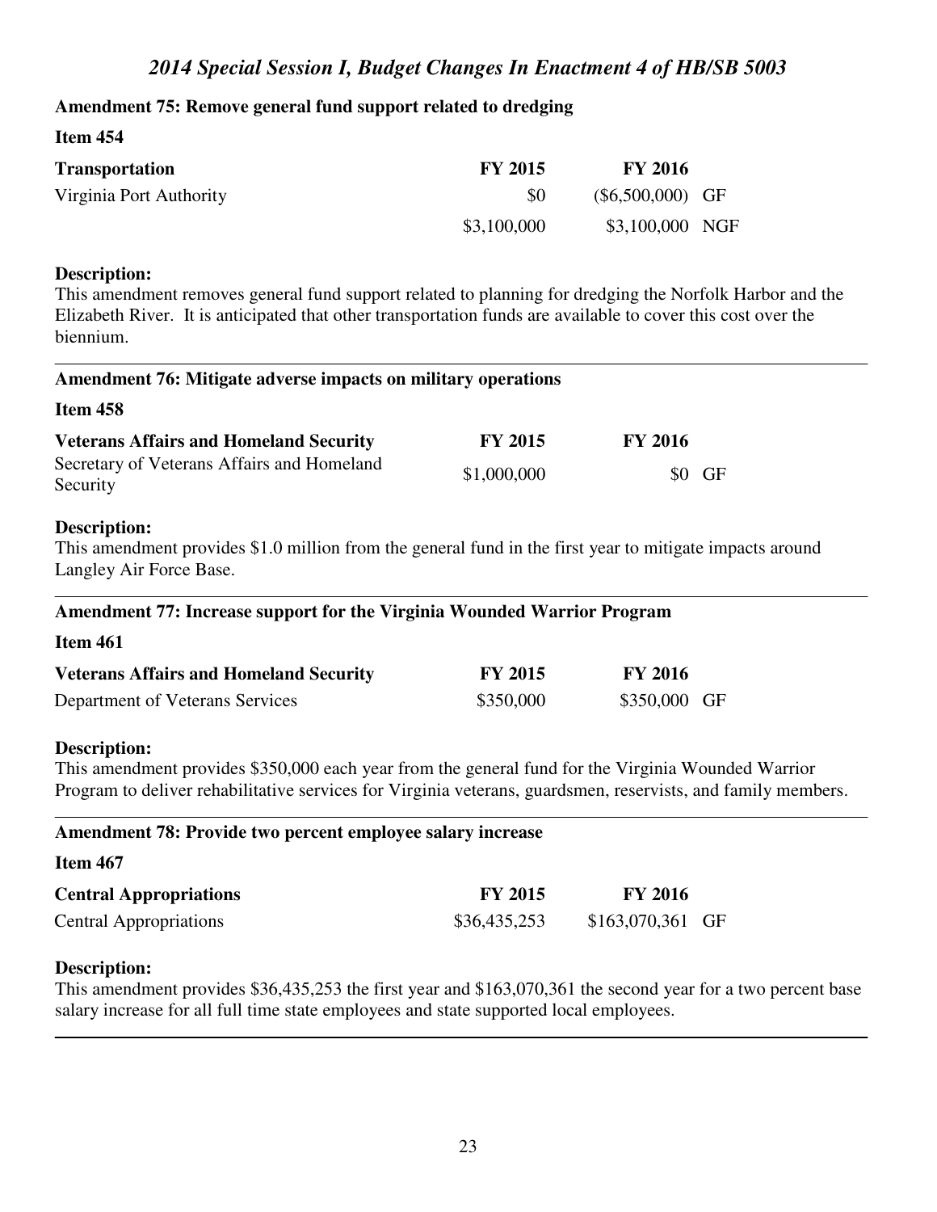## Amendment 75: Remove general fund support related to dredging

**Item 454**

| **Transportation** | **FY 2015** | **FY 2016** | |
|---|---|---|---|
| Virginia Port Authority | $0 | ($6,500,000) | GF |
| | $3,100,000 | $3,100,000 | NGF |

**Description:**
This amendment removes general fund support related to planning for dredging the Norfolk Harbor and the Elizabeth River. It is anticipated that other transportation funds are available to cover this cost over the biennium.

---

## Amendment 76: Mitigate adverse impacts on military operations

**Item 458**

| **Veterans Affairs and Homeland Security** | **FY 2015** | **FY 2016** | |
|---|---|---|---|
| Secretary of Veterans Affairs and Homeland Security | $1,000,000 | $0 | GF |

**Description:**
This amendment provides $1.0 million from the general fund in the first year to mitigate impacts around Langley Air Force Base.

---

## Amendment 77: Increase support for the Virginia Wounded Warrior Program

**Item 461**

| **Veterans Affairs and Homeland Security** | **FY 2015** | **FY 2016** | |
|---|---|---|---|
| Department of Veterans Services | $350,000 | $350,000 | GF |

**Description:**
This amendment provides $350,000 each year from the general fund for the Virginia Wounded Warrior Program to deliver rehabilitative services for Virginia veterans, guardsmen, reservists, and family members.

---

## Amendment 78: Provide two percent employee salary increase

**Item 467**

| **Central Appropriations** | **FY 2015** | **FY 2016** | |
|---|---|---|---|
| Central Appropriations | $36,435,253 | $163,070,361 | GF |

**Description:**
This amendment provides $36,435,253 the first year and $163,070,361 the second year for a two percent base salary increase for all full time state employees and state supported local employees.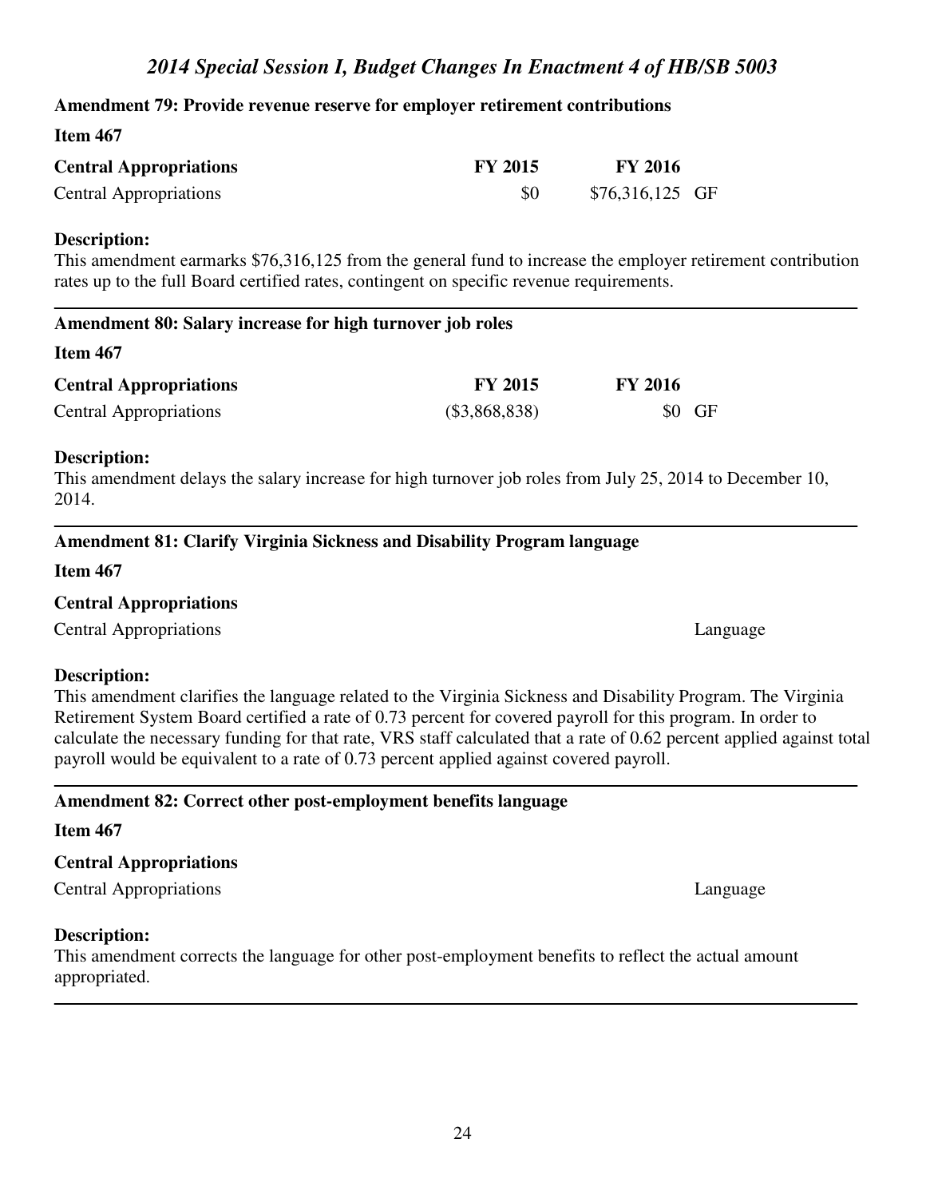**Amendment 79: Provide revenue reserve for employer retirement contributions**

**Item 467**

| **Central Appropriations** | **FY 2015** | **FY 2016** | |
|---|---|---|---|
| Central Appropriations | $0 | $76,316,125 | GF |

**Description:**

This amendment earmarks $76,316,125 from the general fund to increase the employer retirement contribution rates up to the full Board certified rates, contingent on specific revenue requirements.

---

**Amendment 80: Salary increase for high turnover job roles**

**Item 467**

| **Central Appropriations** | **FY 2015** | **FY 2016** | |
|---|---|---|---|
| Central Appropriations | ($3,868,838) | $0 | GF |

**Description:**

This amendment delays the salary increase for high turnover job roles from July 25, 2014 to December 10, 2014.

---

**Amendment 81: Clarify Virginia Sickness and Disability Program language**

**Item 467**

**Central Appropriations**

Central Appropriations — Language

**Description:**

This amendment clarifies the language related to the Virginia Sickness and Disability Program. The Virginia Retirement System Board certified a rate of 0.73 percent for covered payroll for this program. In order to calculate the necessary funding for that rate, VRS staff calculated that a rate of 0.62 percent applied against total payroll would be equivalent to a rate of 0.73 percent applied against covered payroll.

---

**Amendment 82: Correct other post-employment benefits language**

**Item 467**

**Central Appropriations**

Central Appropriations — Language

**Description:**

This amendment corrects the language for other post-employment benefits to reflect the actual amount appropriated.

---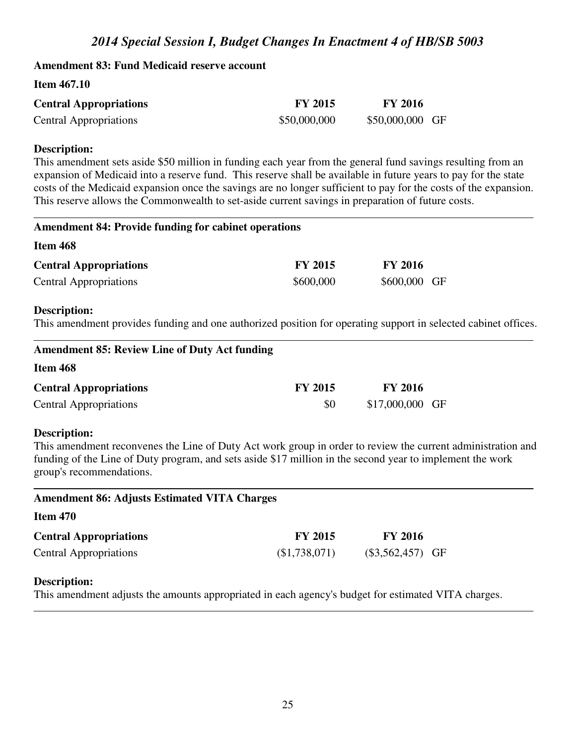## Amendment 83: Fund Medicaid reserve account

**Item 467.10**

| Central Appropriations | FY 2015 | FY 2016 | |
|---|---|---|---|
| Central Appropriations | $50,000,000 | $50,000,000 | GF |

**Description:**
This amendment sets aside $50 million in funding each year from the general fund savings resulting from an expansion of Medicaid into a reserve fund. This reserve shall be available in future years to pay for the state costs of the Medicaid expansion once the savings are no longer sufficient to pay for the costs of the expansion. This reserve allows the Commonwealth to set-aside current savings in preparation of future costs.

---

## Amendment 84: Provide funding for cabinet operations

**Item 468**

| Central Appropriations | FY 2015 | FY 2016 | |
|---|---|---|---|
| Central Appropriations | $600,000 | $600,000 | GF |

**Description:**
This amendment provides funding and one authorized position for operating support in selected cabinet offices.

---

## Amendment 85: Review Line of Duty Act funding

**Item 468**

| Central Appropriations | FY 2015 | FY 2016 | |
|---|---|---|---|
| Central Appropriations | $0 | $17,000,000 | GF |

**Description:**
This amendment reconvenes the Line of Duty Act work group in order to review the current administration and funding of the Line of Duty program, and sets aside $17 million in the second year to implement the work group's recommendations.

---

## Amendment 86: Adjusts Estimated VITA Charges

**Item 470**

| Central Appropriations | FY 2015 | FY 2016 | |
|---|---|---|---|
| Central Appropriations | ($1,738,071) | ($3,562,457) | GF |

**Description:**
This amendment adjusts the amounts appropriated in each agency's budget for estimated VITA charges.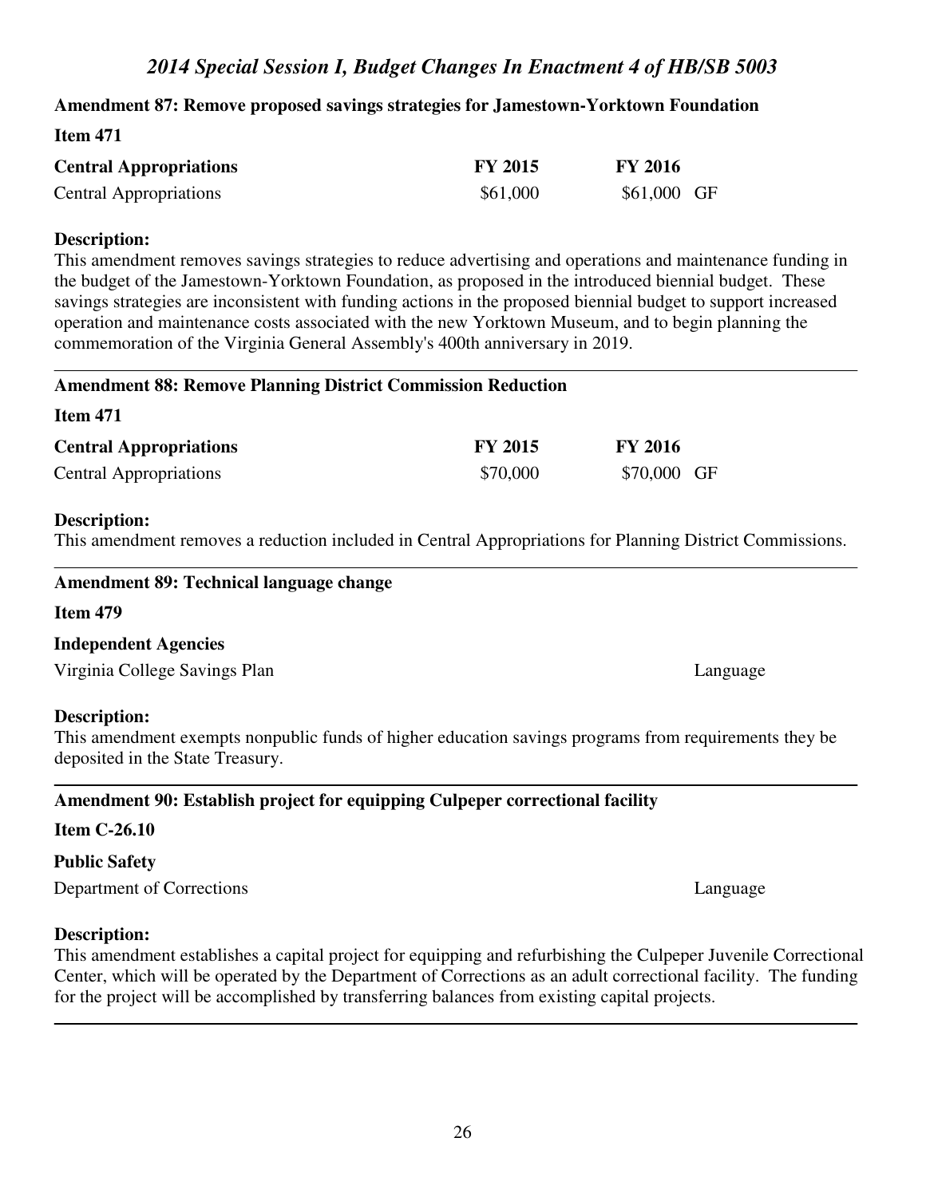**Amendment 87: Remove proposed savings strategies for Jamestown-Yorktown Foundation**

**Item 471**

| **Central Appropriations** | **FY 2015** | **FY 2016** | |
|---|---|---|---|
| Central Appropriations | $61,000 | $61,000 | GF |

**Description:**
This amendment removes savings strategies to reduce advertising and operations and maintenance funding in the budget of the Jamestown-Yorktown Foundation, as proposed in the introduced biennial budget. These savings strategies are inconsistent with funding actions in the proposed biennial budget to support increased operation and maintenance costs associated with the new Yorktown Museum, and to begin planning the commemoration of the Virginia General Assembly's 400th anniversary in 2019.

---

**Amendment 88: Remove Planning District Commission Reduction**

**Item 471**

| **Central Appropriations** | **FY 2015** | **FY 2016** | |
|---|---|---|---|
| Central Appropriations | $70,000 | $70,000 | GF |

**Description:**
This amendment removes a reduction included in Central Appropriations for Planning District Commissions.

---

**Amendment 89: Technical language change**

**Item 479**

**Independent Agencies**

Virginia College Savings Plan — Language

**Description:**
This amendment exempts nonpublic funds of higher education savings programs from requirements they be deposited in the State Treasury.

---

**Amendment 90: Establish project for equipping Culpeper correctional facility**

**Item C-26.10**

**Public Safety**

Department of Corrections — Language

**Description:**
This amendment establishes a capital project for equipping and refurbishing the Culpeper Juvenile Correctional Center, which will be operated by the Department of Corrections as an adult correctional facility. The funding for the project will be accomplished by transferring balances from existing capital projects.

---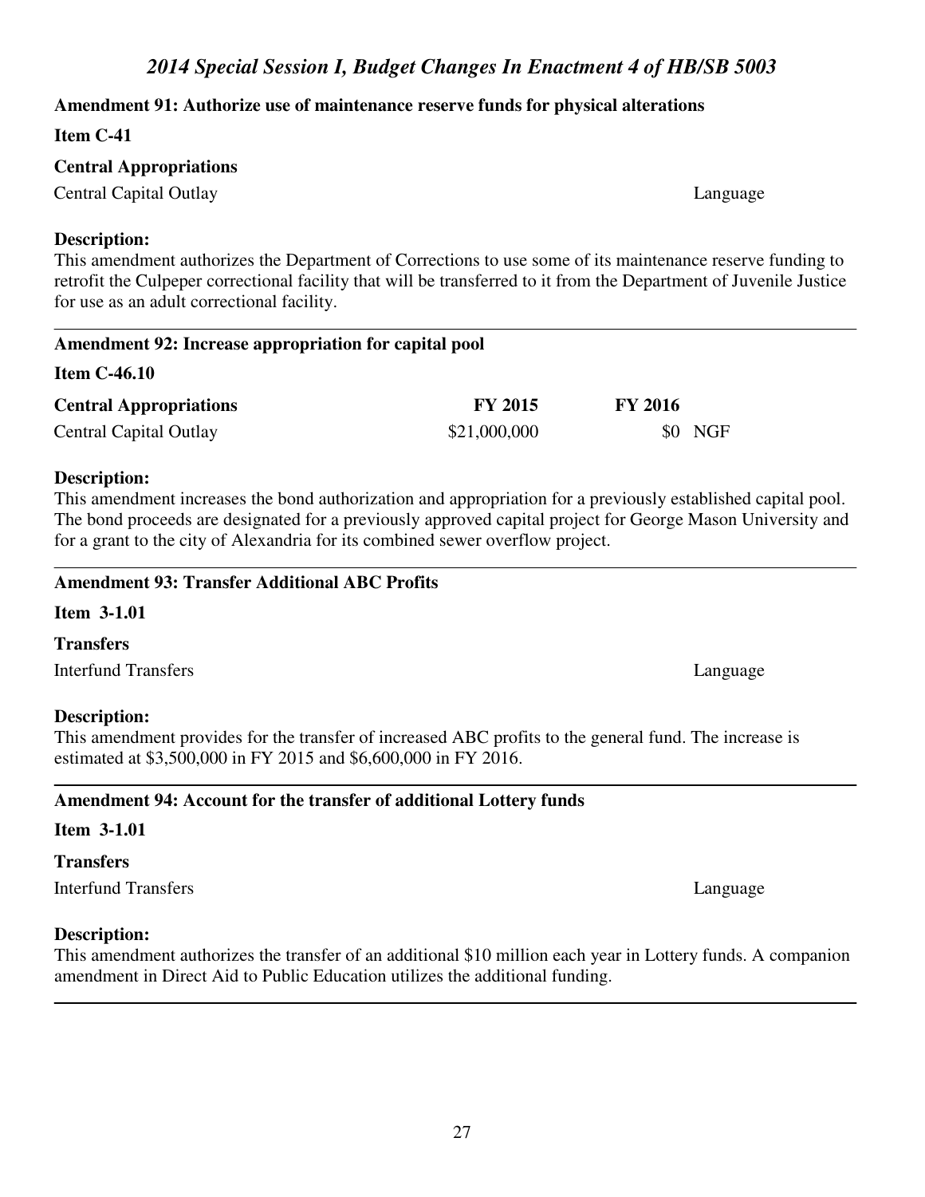**Amendment 91: Authorize use of maintenance reserve funds for physical alterations**

**Item C-41**

**Central Appropriations**

Central Capital Outlay Language

**Description:**

This amendment authorizes the Department of Corrections to use some of its maintenance reserve funding to retrofit the Culpeper correctional facility that will be transferred to it from the Department of Juvenile Justice for use as an adult correctional facility.

---

**Amendment 92: Increase appropriation for capital pool**

**Item C-46.10**

| **Central Appropriations** | **FY 2015** | **FY 2016** | |
|---|---|---|---|
| Central Capital Outlay | $21,000,000 | $0 | NGF |

**Description:**

This amendment increases the bond authorization and appropriation for a previously established capital pool. The bond proceeds are designated for a previously approved capital project for George Mason University and for a grant to the city of Alexandria for its combined sewer overflow project.

---

**Amendment 93: Transfer Additional ABC Profits**

**Item 3-1.01**

**Transfers**

Interfund Transfers Language

**Description:**

This amendment provides for the transfer of increased ABC profits to the general fund. The increase is estimated at $3,500,000 in FY 2015 and $6,600,000 in FY 2016.

---

**Amendment 94: Account for the transfer of additional Lottery funds**

**Item 3-1.01**

**Transfers**

Interfund Transfers Language

**Description:**

This amendment authorizes the transfer of an additional $10 million each year in Lottery funds. A companion amendment in Direct Aid to Public Education utilizes the additional funding.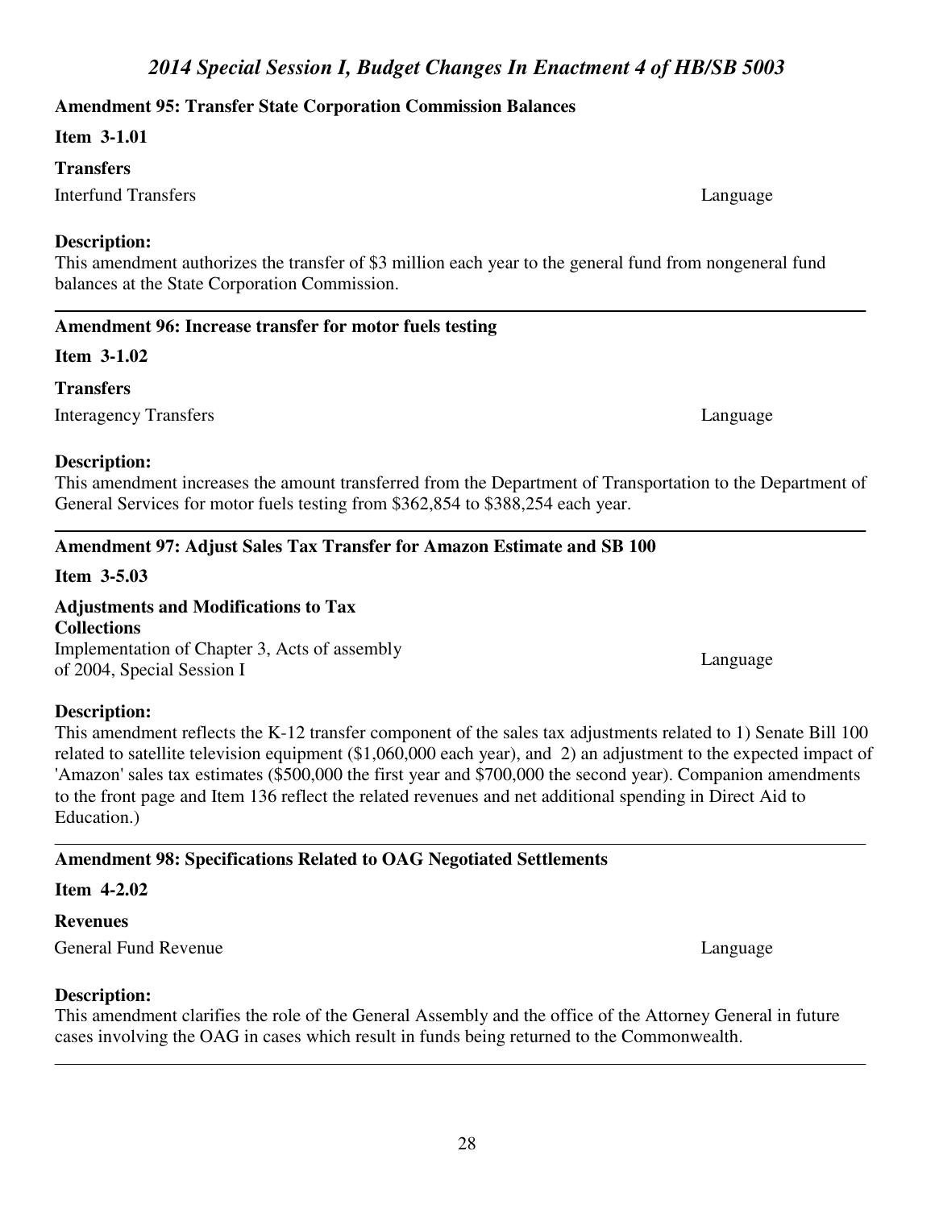## Amendment 95: Transfer State Corporation Commission Balances

**Item 3-1.01**

**Transfers**

Interfund Transfers — Language

**Description:**
This amendment authorizes the transfer of $3 million each year to the general fund from nongeneral fund balances at the State Corporation Commission.

---

## Amendment 96: Increase transfer for motor fuels testing

**Item 3-1.02**

**Transfers**

Interagency Transfers — Language

**Description:**
This amendment increases the amount transferred from the Department of Transportation to the Department of General Services for motor fuels testing from $362,854 to $388,254 each year.

---

## Amendment 97: Adjust Sales Tax Transfer for Amazon Estimate and SB 100

**Item 3-5.03**

**Adjustments and Modifications to Tax Collections**

Implementation of Chapter 3, Acts of assembly of 2004, Special Session I — Language

**Description:**
This amendment reflects the K-12 transfer component of the sales tax adjustments related to 1) Senate Bill 100 related to satellite television equipment ($1,060,000 each year), and 2) an adjustment to the expected impact of 'Amazon' sales tax estimates ($500,000 the first year and $700,000 the second year). Companion amendments to the front page and Item 136 reflect the related revenues and net additional spending in Direct Aid to Education.)

---

## Amendment 98: Specifications Related to OAG Negotiated Settlements

**Item 4-2.02**

**Revenues**

General Fund Revenue — Language

**Description:**
This amendment clarifies the role of the General Assembly and the office of the Attorney General in future cases involving the OAG in cases which result in funds being returned to the Commonwealth.

---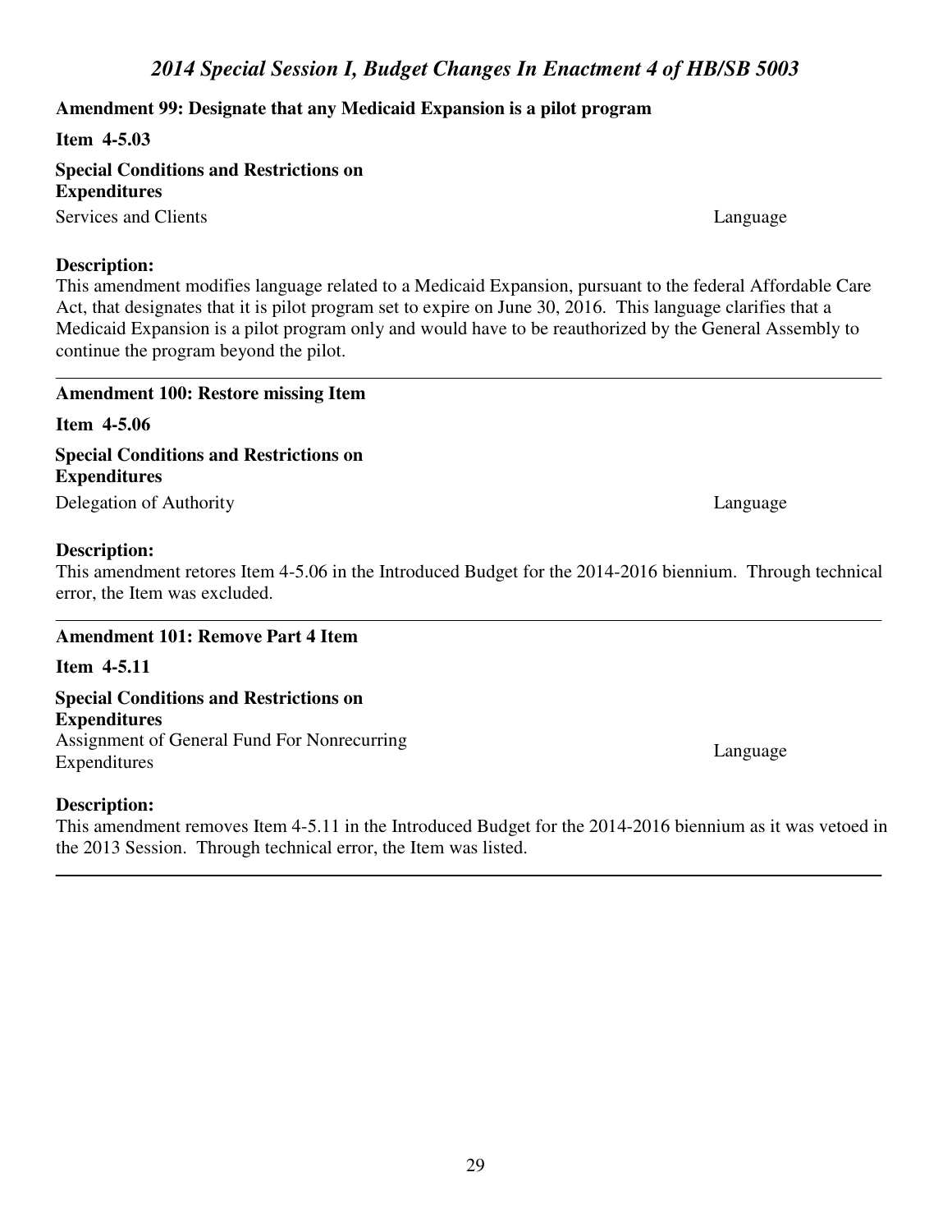**Amendment 99: Designate that any Medicaid Expansion is a pilot program**

**Item 4-5.03**

**Special Conditions and Restrictions on Expenditures**

Services and Clients — Language

**Description:**
This amendment modifies language related to a Medicaid Expansion, pursuant to the federal Affordable Care Act, that designates that it is pilot program set to expire on June 30, 2016. This language clarifies that a Medicaid Expansion is a pilot program only and would have to be reauthorized by the General Assembly to continue the program beyond the pilot.

---

**Amendment 100: Restore missing Item**

**Item 4-5.06**

**Special Conditions and Restrictions on Expenditures**

Delegation of Authority — Language

**Description:**
This amendment retores Item 4-5.06 in the Introduced Budget for the 2014-2016 biennium. Through technical error, the Item was excluded.

---

**Amendment 101: Remove Part 4 Item**

**Item 4-5.11**

**Special Conditions and Restrictions on Expenditures**

Assignment of General Fund For Nonrecurring Expenditures — Language

**Description:**
This amendment removes Item 4-5.11 in the Introduced Budget for the 2014-2016 biennium as it was vetoed in the 2013 Session. Through technical error, the Item was listed.

---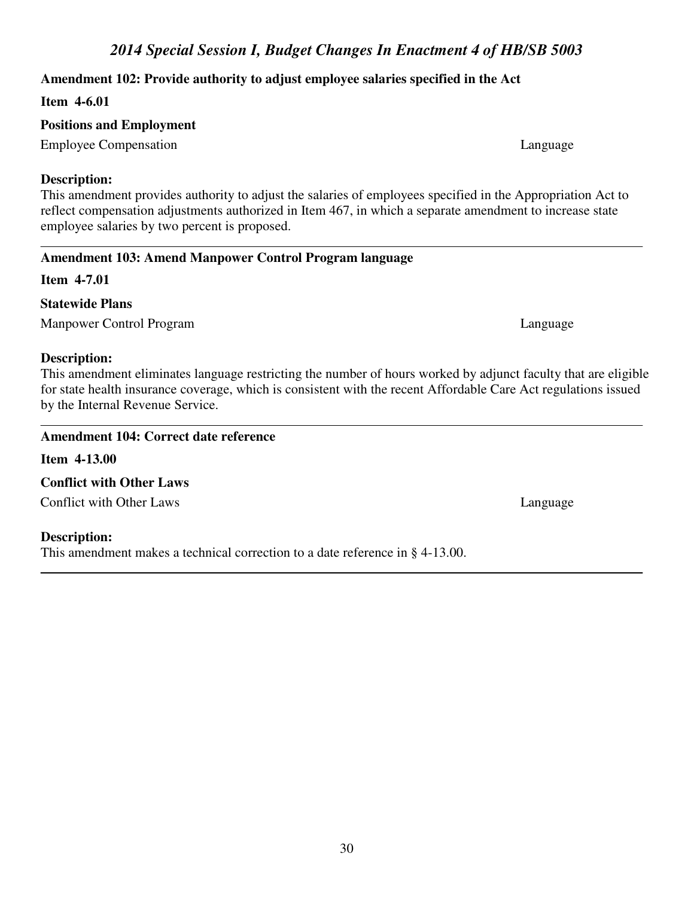**Amendment 102: Provide authority to adjust employee salaries specified in the Act**

**Item 4-6.01**

**Positions and Employment**

Employee Compensation Language

**Description:**

This amendment provides authority to adjust the salaries of employees specified in the Appropriation Act to reflect compensation adjustments authorized in Item 467, in which a separate amendment to increase state employee salaries by two percent is proposed.

---

**Amendment 103: Amend Manpower Control Program language**

**Item 4-7.01**

**Statewide Plans**

Manpower Control Program Language

**Description:**

This amendment eliminates language restricting the number of hours worked by adjunct faculty that are eligible for state health insurance coverage, which is consistent with the recent Affordable Care Act regulations issued by the Internal Revenue Service.

---

**Amendment 104: Correct date reference**

**Item 4-13.00**

**Conflict with Other Laws**

Conflict with Other Laws Language

**Description:**

This amendment makes a technical correction to a date reference in § 4-13.00.

---